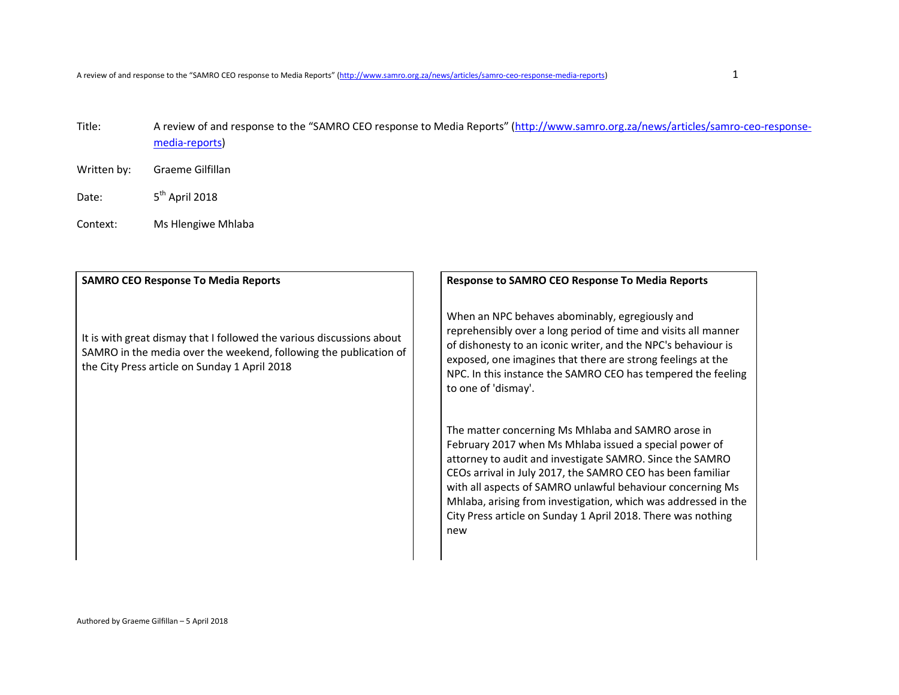Title: A review of and response to the "SAMRO CEO response to Media Reports" (http://www.samro.org.za/news/articles/samro-ceo-response-media-reports)

Written by: Graeme Gilfillan

Date: 5th April 2018

Context: Ms Hlengiwe Mhlaba

| SAMRO CEO Response To Media Reports | Response to SAMRO CEO Response To Media Reports |
| --- | --- |
| It is with great dismay that I followed the various discussions about SAMRO in the media over the weekend, following the publication of the City Press article on Sunday 1 April 2018 | When an NPC behaves abominably, egregiously and reprehensibly over a long period of time and visits all manner of dishonesty to an iconic writer, and the NPC's behaviour is exposed, one imagines that there are strong feelings at the NPC. In this instance the SAMRO CEO has tempered the feeling to one of 'dismay'.<br><br>The matter concerning Ms Mhlaba and SAMRO arose in February 2017 when Ms Mhlaba issued a special power of attorney to audit and investigate SAMRO. Since the SAMRO CEOs arrival in July 2017, the SAMRO CEO has been familiar with all aspects of SAMRO unlawful behaviour concerning Ms Mhlaba, arising from investigation, which was addressed in the City Press article on Sunday 1 April 2018. There was nothing new |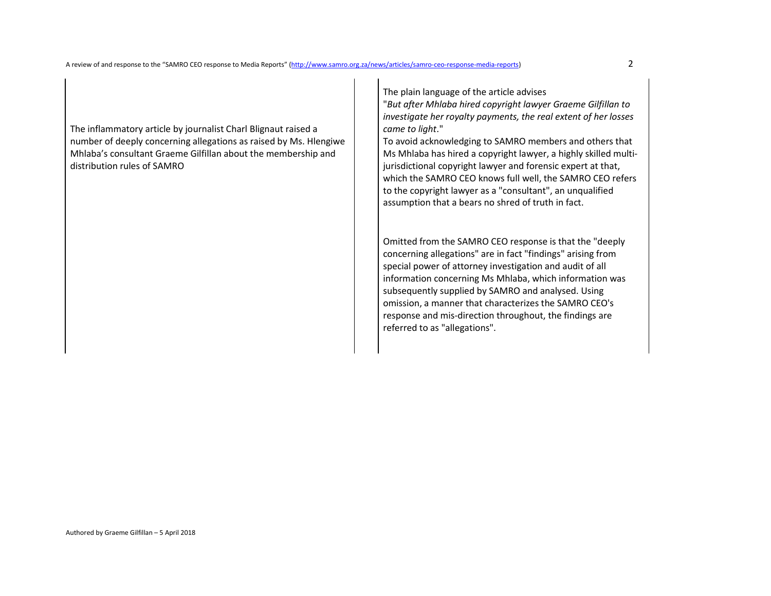| | |
|---|---|
| The inflammatory article by journalist Charl Blignaut raised a number of deeply concerning allegations as raised by Ms. Hlengiwe Mhlaba's consultant Graeme Gilfillan about the membership and distribution rules of SAMRO | The plain language of the article advises "*But after Mhlaba hired copyright lawyer Graeme Gilfillan to investigate her royalty payments, the real extent of her losses came to light*."<br>To avoid acknowledging to SAMRO members and others that Ms Mhlaba has hired a copyright lawyer, a highly skilled multi-jurisdictional copyright lawyer and forensic expert at that, which the SAMRO CEO knows full well, the SAMRO CEO refers to the copyright lawyer as a "consultant", an unqualified assumption that a bears no shred of truth in fact.<br><br>Omitted from the SAMRO CEO response is that the "deeply concerning allegations" are in fact "findings" arising from special power of attorney investigation and audit of all information concerning Ms Mhlaba, which information was subsequently supplied by SAMRO and analysed. Using omission, a manner that characterizes the SAMRO CEO's response and mis-direction throughout, the findings are referred to as "allegations". |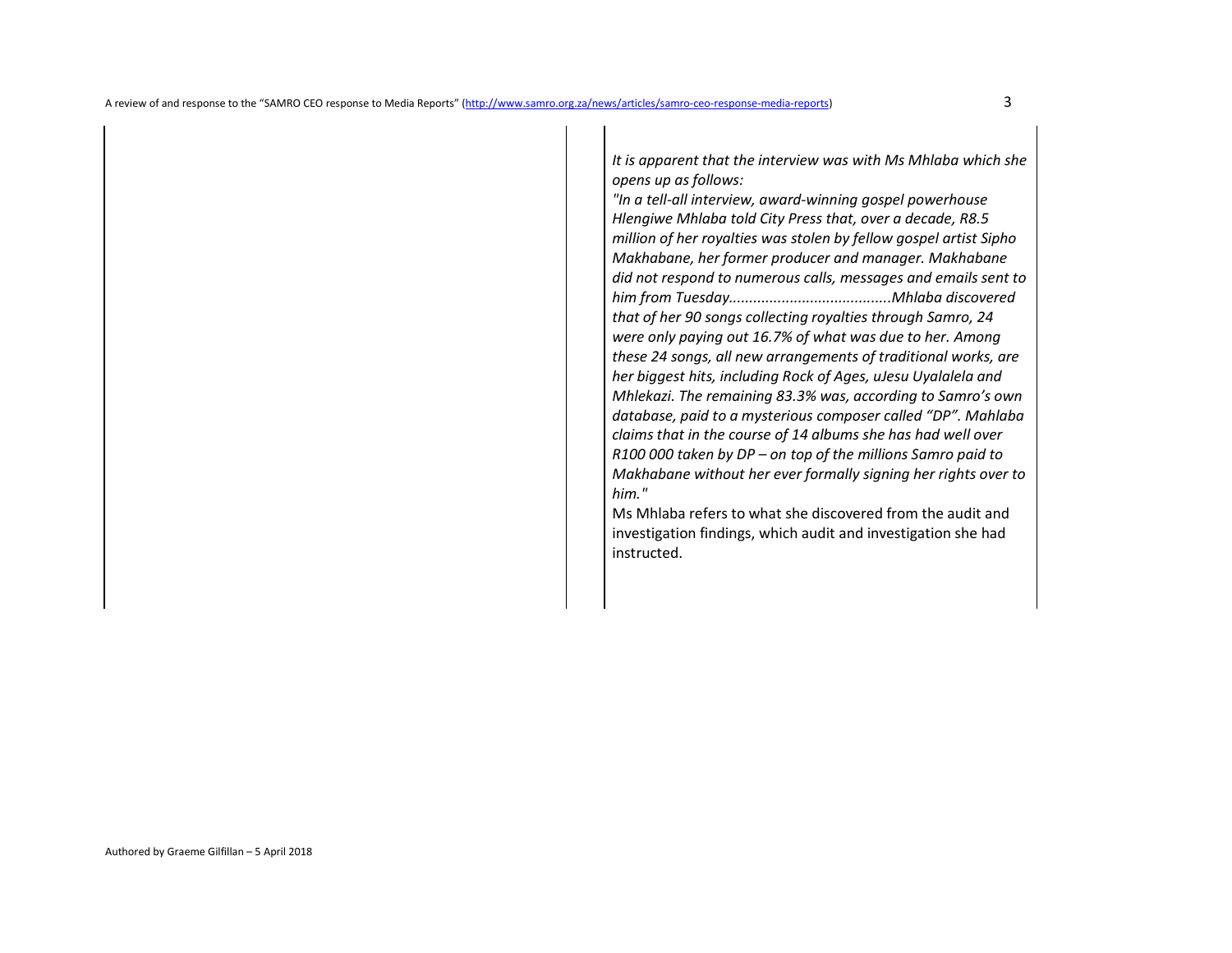*It is apparent that the interview was with Ms Mhlaba which she opens up as follows:*

*"In a tell-all interview, award-winning gospel powerhouse Hlengiwe Mhlaba told City Press that, over a decade, R8.5 million of her royalties was stolen by fellow gospel artist Sipho Makhabane, her former producer and manager. Makhabane did not respond to numerous calls, messages and emails sent to him from Tuesday.......................................Mhlaba discovered that of her 90 songs collecting royalties through Samro, 24 were only paying out 16.7% of what was due to her. Among these 24 songs, all new arrangements of traditional works, are her biggest hits, including Rock of Ages, uJesu Uyalalela and Mhlekazi. The remaining 83.3% was, according to Samro's own database, paid to a mysterious composer called "DP". Mahlaba claims that in the course of 14 albums she has had well over R100 000 taken by DP – on top of the millions Samro paid to Makhabane without her ever formally signing her rights over to him."*

Ms Mhlaba refers to what she discovered from the audit and investigation findings, which audit and investigation she had instructed.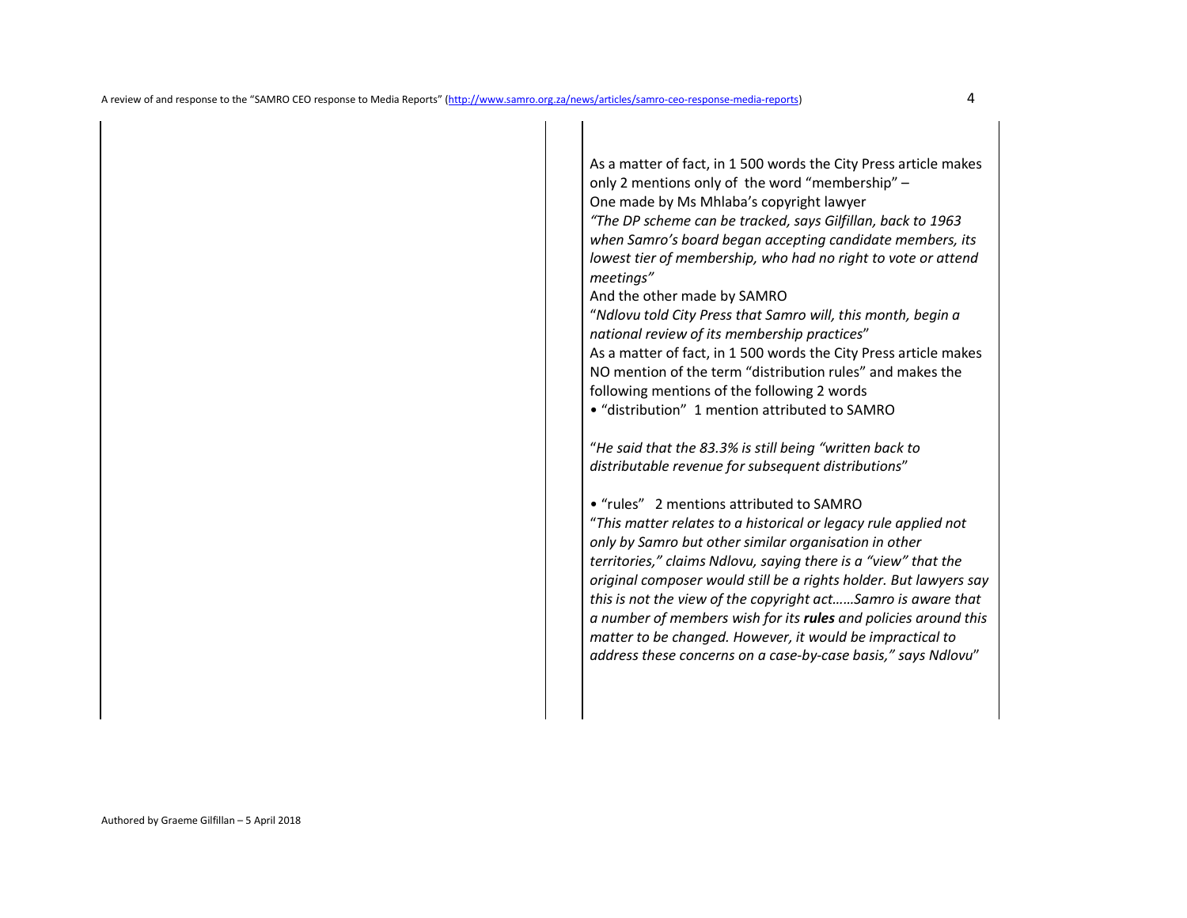As a matter of fact, in 1 500 words the City Press article makes only 2 mentions only of the word "membership" –

One made by Ms Mhlaba's copyright lawyer

*"The DP scheme can be tracked, says Gilfillan, back to 1963 when Samro's board began accepting candidate members, its lowest tier of membership, who had no right to vote or attend meetings"*

And the other made by SAMRO

"*Ndlovu told City Press that Samro will, this month, begin a national review of its membership practices*"

As a matter of fact, in 1 500 words the City Press article makes NO mention of the term "distribution rules" and makes the following mentions of the following 2 words

• "distribution" 1 mention attributed to SAMRO

"*He said that the 83.3% is still being "written back to distributable revenue for subsequent distributions*"

• "rules" 2 mentions attributed to SAMRO

"*This matter relates to a historical or legacy rule applied not only by Samro but other similar organisation in other territories," claims Ndlovu, saying there is a "view" that the original composer would still be a rights holder. But lawyers say this is not the view of the copyright act……Samro is aware that a number of members wish for its **rules** and policies around this matter to be changed. However, it would be impractical to address these concerns on a case-by-case basis," says Ndlovu*"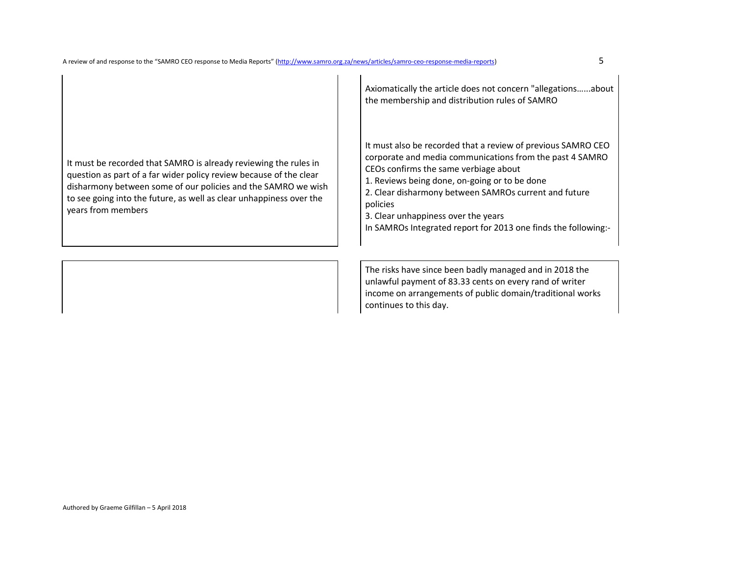| | |
|---|---|
| | Axiomatically the article does not concern "allegations......about the membership and distribution rules of SAMRO |
| It must be recorded that SAMRO is already reviewing the rules in question as part of a far wider policy review because of the clear disharmony between some of our policies and the SAMRO we wish to see going into the future, as well as clear unhappiness over the years from members | It must also be recorded that a review of previous SAMRO CEO corporate and media communications from the past 4 SAMRO CEOs confirms the same verbiage about<br>1. Reviews being done, on-going or to be done<br>2. Clear disharmony between SAMROs current and future policies<br>3. Clear unhappiness over the years<br>In SAMROs Integrated report for 2013 one finds the following:- |
| | The risks have since been badly managed and in 2018 the unlawful payment of 83.33 cents on every rand of writer income on arrangements of public domain/traditional works continues to this day. |

Authored by Graeme Gilfillan – 5 April 2018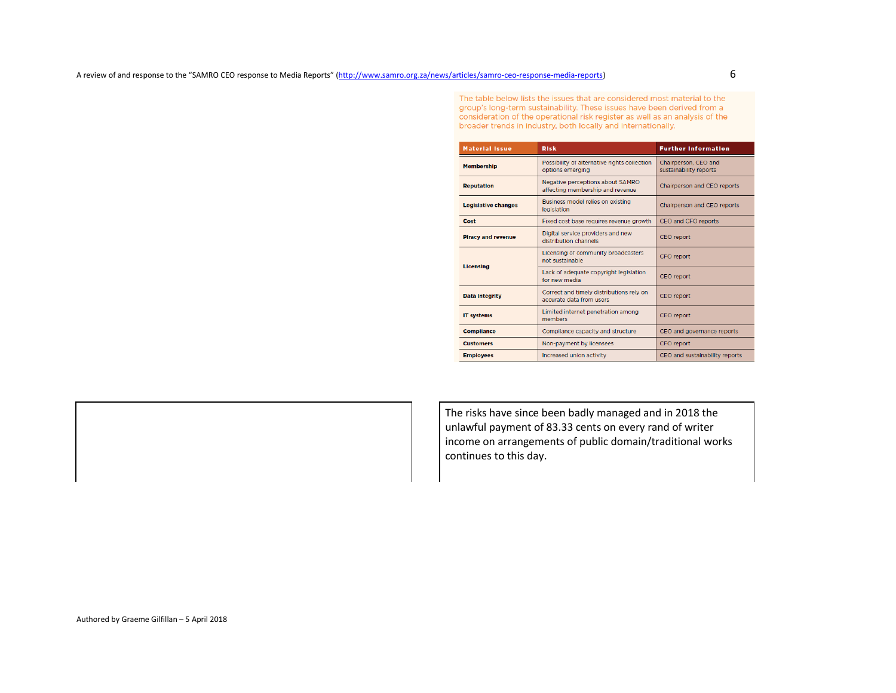The table below lists the issues that are considered most material to the group's long-term sustainability. These issues have been derived from a consideration of the operational risk register as well as an analysis of the broader trends in industry, both locally and internationally.

| Material Issue | Risk | Further Information |
|---|---|---|
| **Membership** | Possibility of alternative rights collection options emerging | Chairperson, CEO and sustainability reports |
| **Reputation** | Negative perceptions about SAMRO affecting membership and revenue | Chairperson and CEO reports |
| **Legislative changes** | Business model relies on existing legislation | Chairperson and CEO reports |
| **Cost** | Fixed cost base requires revenue growth | CEO and CFO reports |
| **Piracy and revenue** | Digital service providers and new distribution channels | CEO report |
| **Licensing** | Licensing of community broadcasters not sustainable | CFO report |
| | Lack of adequate copyright legislation for new media | CEO report |
| **Data integrity** | Correct and timely distributions rely on accurate data from users | CEO report |
| **IT systems** | Limited internet penetration among members | CEO report |
| **Compliance** | Compliance capacity and structure | CEO and governance reports |
| **Customers** | Non-payment by licensees | CFO report |
| **Employees** | Increased union activity | CEO and sustainability reports |

The risks have since been badly managed and in 2018 the unlawful payment of 83.33 cents on every rand of writer income on arrangements of public domain/traditional works continues to this day.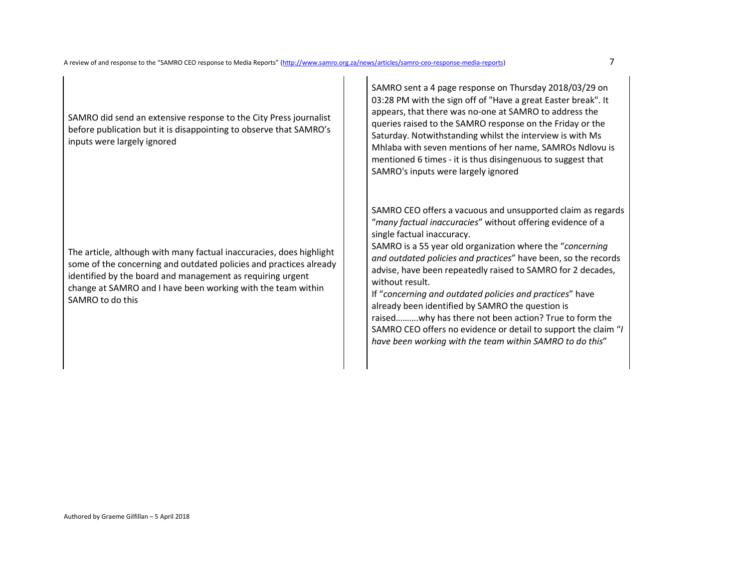| | |
|---|---|
| SAMRO did send an extensive response to the City Press journalist before publication but it is disappointing to observe that SAMRO's inputs were largely ignored | SAMRO sent a 4 page response on Thursday 2018/03/29 on 03:28 PM with the sign off of "Have a great Easter break". It appears, that there was no-one at SAMRO to address the queries raised to the SAMRO response on the Friday or the Saturday. Notwithstanding whilst the interview is with Ms Mhlaba with seven mentions of her name, SAMROs Ndlovu is mentioned 6 times - it is thus disingenuous to suggest that SAMRO's inputs were largely ignored |
| The article, although with many factual inaccuracies, does highlight some of the concerning and outdated policies and practices already identified by the board and management as requiring urgent change at SAMRO and I have been working with the team within SAMRO to do this | SAMRO CEO offers a vacuous and unsupported claim as regards "*many factual inaccuracies*" without offering evidence of a single factual inaccuracy.<br>SAMRO is a 55 year old organization where the "*concerning and outdated policies and practices*" have been, so the records advise, have been repeatedly raised to SAMRO for 2 decades, without result.<br>If "*concerning and outdated policies and practices*" have already been identified by SAMRO the question is raised……….why has there not been action? True to form the SAMRO CEO offers no evidence or detail to support the claim "*I have been working with the team within SAMRO to do this*" |

Authored by Graeme Gilfillan – 5 April 2018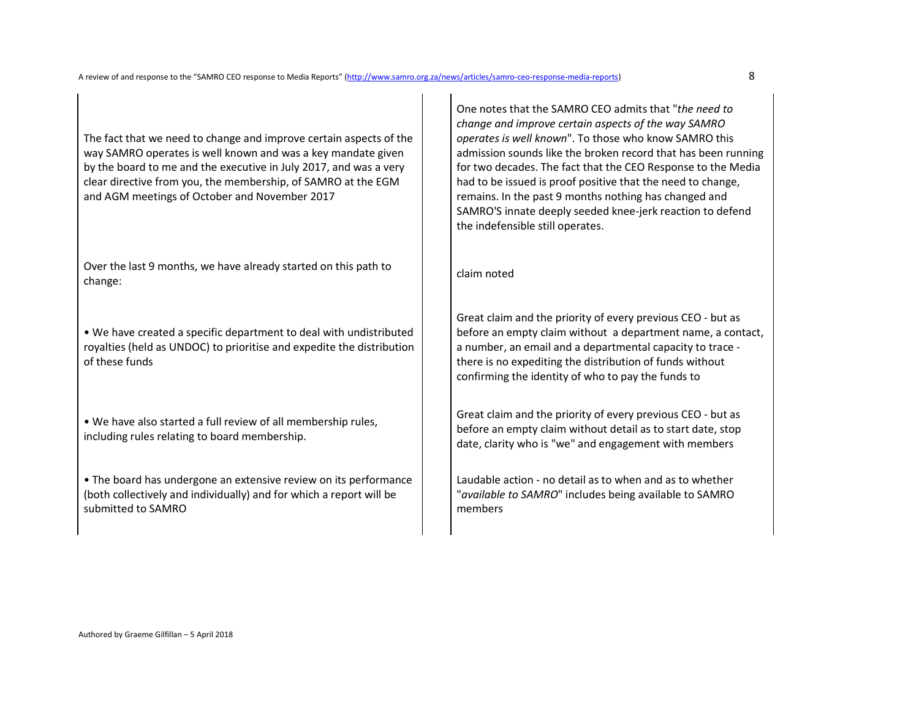| | |
|---|---|
| The fact that we need to change and improve certain aspects of the way SAMRO operates is well known and was a key mandate given by the board to me and the executive in July 2017, and was a very clear directive from you, the membership, of SAMRO at the EGM and AGM meetings of October and November 2017 | One notes that the SAMRO CEO admits that "*the need to change and improve certain aspects of the way SAMRO operates is well known*". To those who know SAMRO this admission sounds like the broken record that has been running for two decades. The fact that the CEO Response to the Media had to be issued is proof positive that the need to change, remains. In the past 9 months nothing has changed and SAMRO'S innate deeply seeded knee-jerk reaction to defend the indefensible still operates. |
| Over the last 9 months, we have already started on this path to change: | claim noted |
| • We have created a specific department to deal with undistributed royalties (held as UNDOC) to prioritise and expedite the distribution of these funds | Great claim and the priority of every previous CEO - but as before an empty claim without a department name, a contact, a number, an email and a departmental capacity to trace - there is no expediting the distribution of funds without confirming the identity of who to pay the funds to |
| • We have also started a full review of all membership rules, including rules relating to board membership. | Great claim and the priority of every previous CEO - but as before an empty claim without detail as to start date, stop date, clarity who is "we" and engagement with members |
| • The board has undergone an extensive review on its performance (both collectively and individually) and for which a report will be submitted to SAMRO | Laudable action - no detail as to when and as to whether "*available to SAMRO*" includes being available to SAMRO members |

Authored by Graeme Gilfillan – 5 April 2018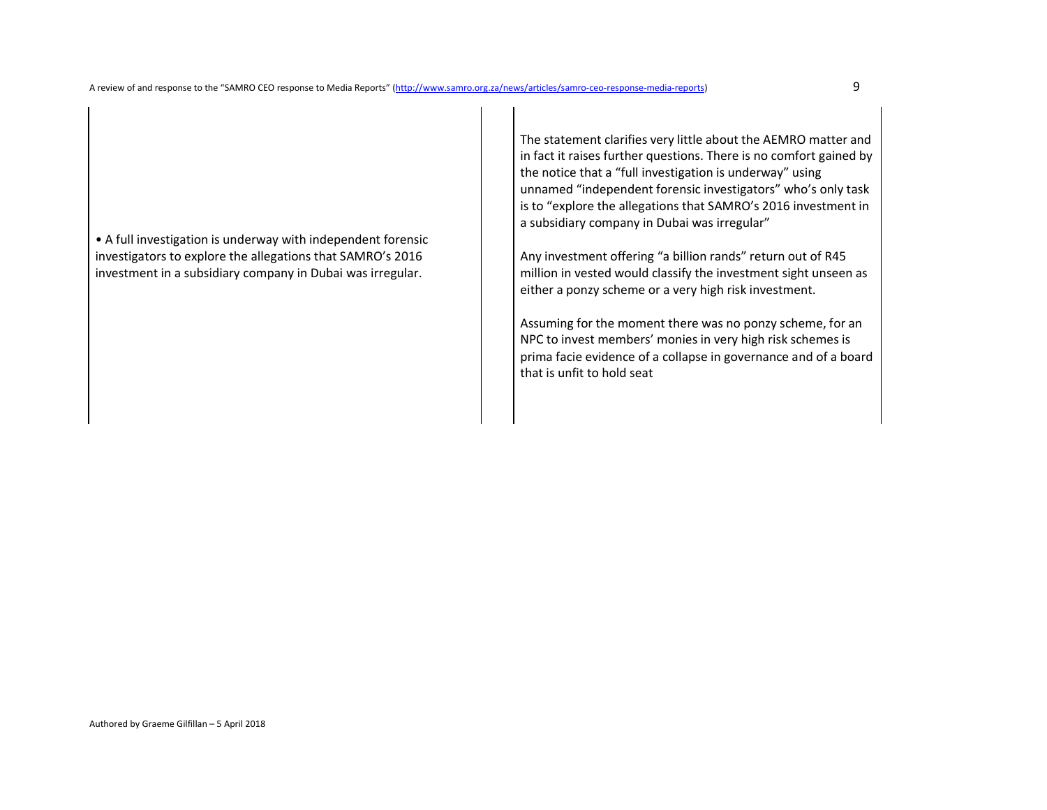| | |
|---|---|
| • A full investigation is underway with independent forensic investigators to explore the allegations that SAMRO's 2016 investment in a subsidiary company in Dubai was irregular. | The statement clarifies very little about the AEMRO matter and in fact it raises further questions. There is no comfort gained by the notice that a "full investigation is underway" using unnamed "independent forensic investigators" who's only task is to "explore the allegations that SAMRO's 2016 investment in a subsidiary company in Dubai was irregular"<br><br>Any investment offering "a billion rands" return out of R45 million in vested would classify the investment sight unseen as either a ponzy scheme or a very high risk investment.<br><br>Assuming for the moment there was no ponzy scheme, for an NPC to invest members' monies in very high risk schemes is prima facie evidence of a collapse in governance and of a board that is unfit to hold seat |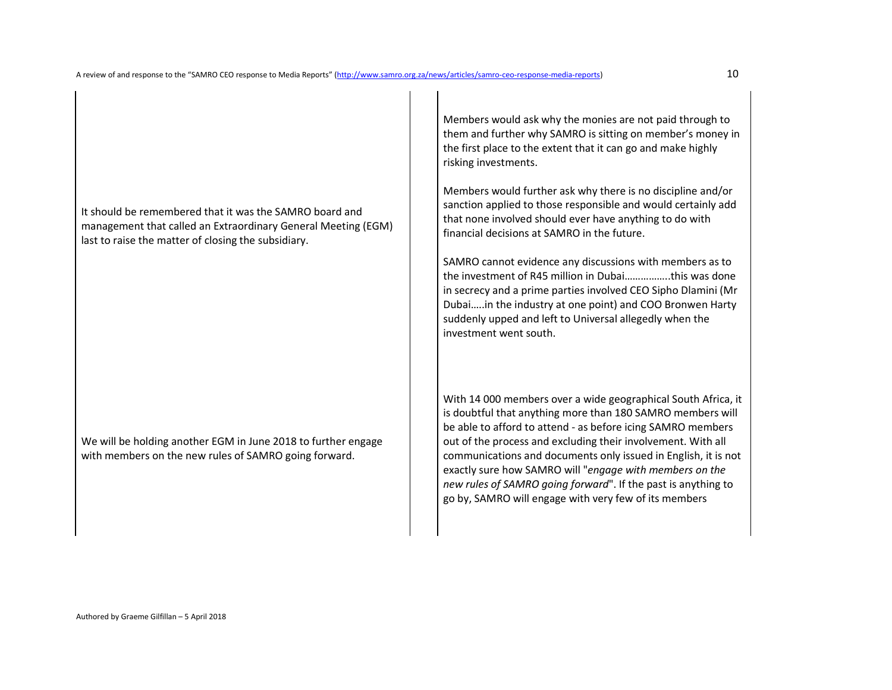| | |
|---|---|
| | Members would ask why the monies are not paid through to them and further why SAMRO is sitting on member's money in the first place to the extent that it can go and make highly risking investments.<br><br>Members would further ask why there is no discipline and/or sanction applied to those responsible and would certainly add that none involved should ever have anything to do with financial decisions at SAMRO in the future. |
| It should be remembered that it was the SAMRO board and management that called an Extraordinary General Meeting (EGM) last to raise the matter of closing the subsidiary. | SAMRO cannot evidence any discussions with members as to the investment of R45 million in Dubai……………..this was done in secrecy and a prime parties involved CEO Sipho Dlamini (Mr Dubai…..in the industry at one point) and COO Bronwen Harty suddenly upped and left to Universal allegedly when the investment went south. |
| We will be holding another EGM in June 2018 to further engage with members on the new rules of SAMRO going forward. | With 14 000 members over a wide geographical South Africa, it is doubtful that anything more than 180 SAMRO members will be able to afford to attend - as before icing SAMRO members out of the process and excluding their involvement. With all communications and documents only issued in English, it is not exactly sure how SAMRO will "*engage with members on the new rules of SAMRO going forward*". If the past is anything to go by, SAMRO will engage with very few of its members |

Authored by Graeme Gilfillan – 5 April 2018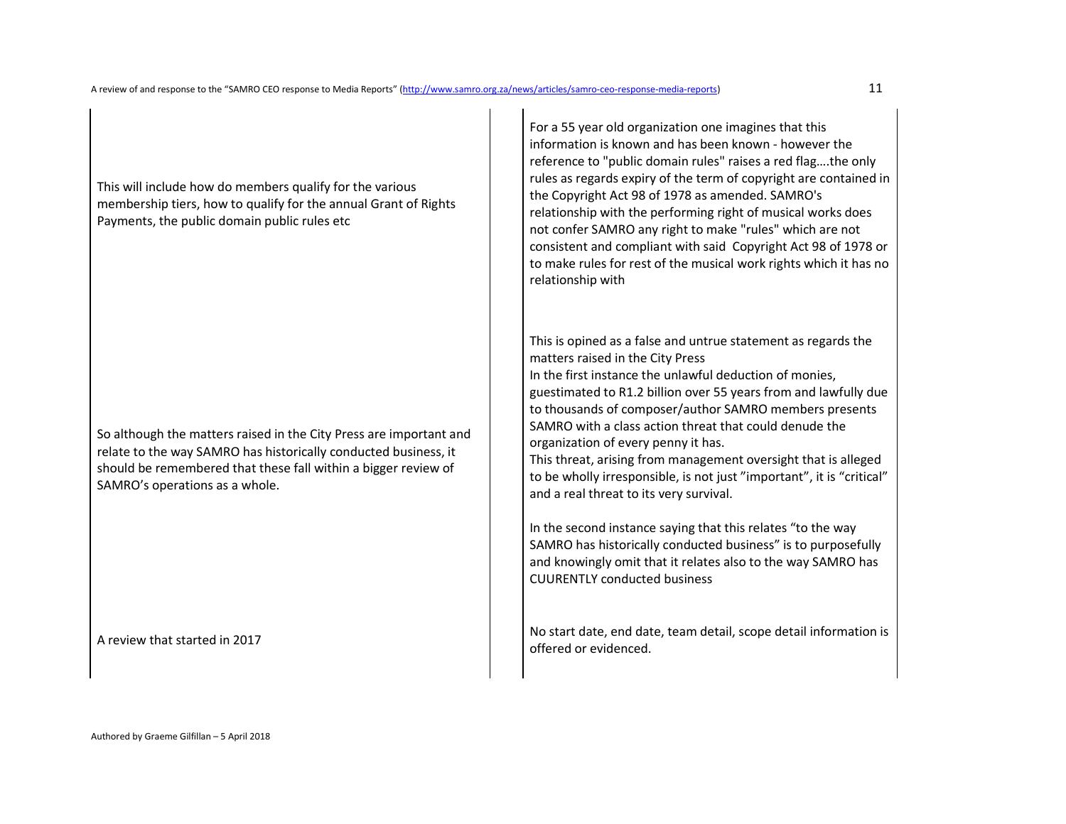| | |
|---|---|
| This will include how do members qualify for the various membership tiers, how to qualify for the annual Grant of Rights Payments, the public domain public rules etc | For a 55 year old organization one imagines that this information is known and has been known - however the reference to "public domain rules" raises a red flag….the only rules as regards expiry of the term of copyright are contained in the Copyright Act 98 of 1978 as amended. SAMRO's relationship with the performing right of musical works does not confer SAMRO any right to make "rules" which are not consistent and compliant with said Copyright Act 98 of 1978 or to make rules for rest of the musical work rights which it has no relationship with |
| So although the matters raised in the City Press are important and relate to the way SAMRO has historically conducted business, it should be remembered that these fall within a bigger review of SAMRO's operations as a whole. | This is opined as a false and untrue statement as regards the matters raised in the City Press<br>In the first instance the unlawful deduction of monies, guestimated to R1.2 billion over 55 years from and lawfully due to thousands of composer/author SAMRO members presents SAMRO with a class action threat that could denude the organization of every penny it has.<br>This threat, arising from management oversight that is alleged to be wholly irresponsible, is not just "important", it is "critical" and a real threat to its very survival.<br><br>In the second instance saying that this relates "to the way SAMRO has historically conducted business" is to purposefully and knowingly omit that it relates also to the way SAMRO has CUURENTLY conducted business |
| A review that started in 2017 | No start date, end date, team detail, scope detail information is offered or evidenced. |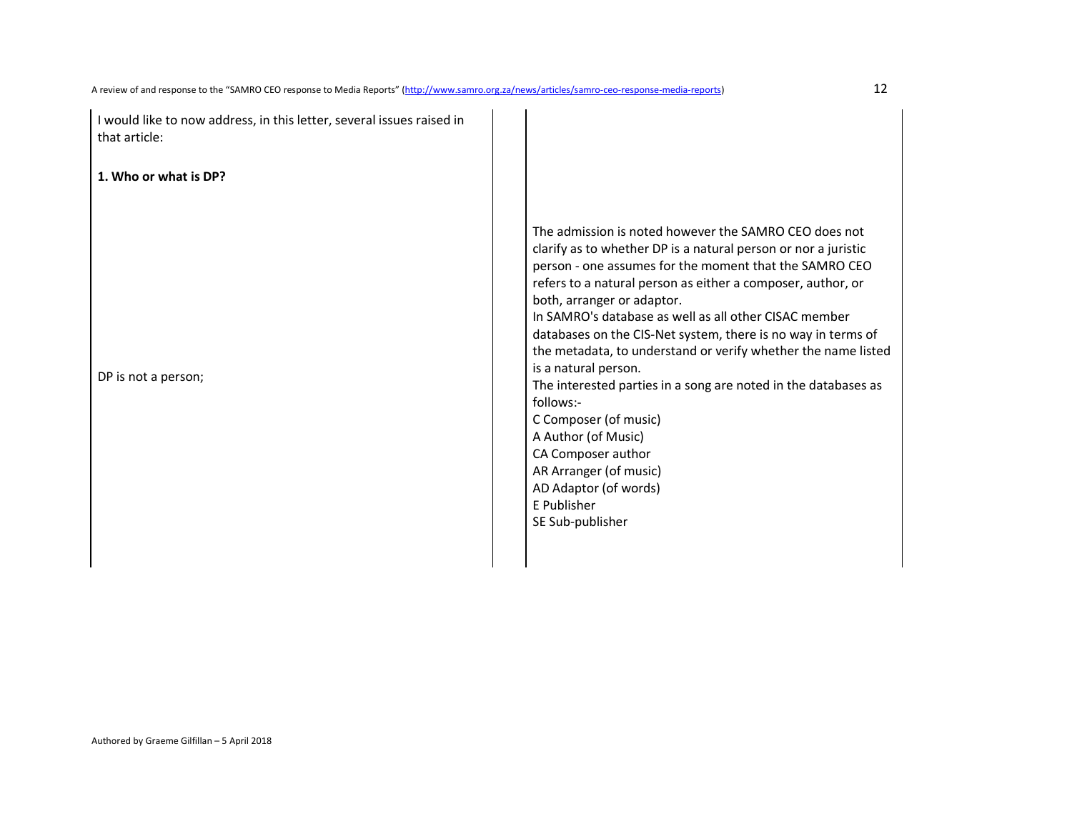I would like to now address, in this letter, several issues raised in that article:

**1. Who or what is DP?**

| | |
|---|---|
| DP is not a person; | The admission is noted however the SAMRO CEO does not clarify as to whether DP is a natural person or nor a juristic person - one assumes for the moment that the SAMRO CEO refers to a natural person as either a composer, author, or both, arranger or adaptor.<br>In SAMRO's database as well as all other CISAC member databases on the CIS-Net system, there is no way in terms of the metadata, to understand or verify whether the name listed is a natural person.<br>The interested parties in a song are noted in the databases as follows:-<br>C Composer (of music)<br>A Author (of Music)<br>CA Composer author<br>AR Arranger (of music)<br>AD Adaptor (of words)<br>E Publisher<br>SE Sub-publisher |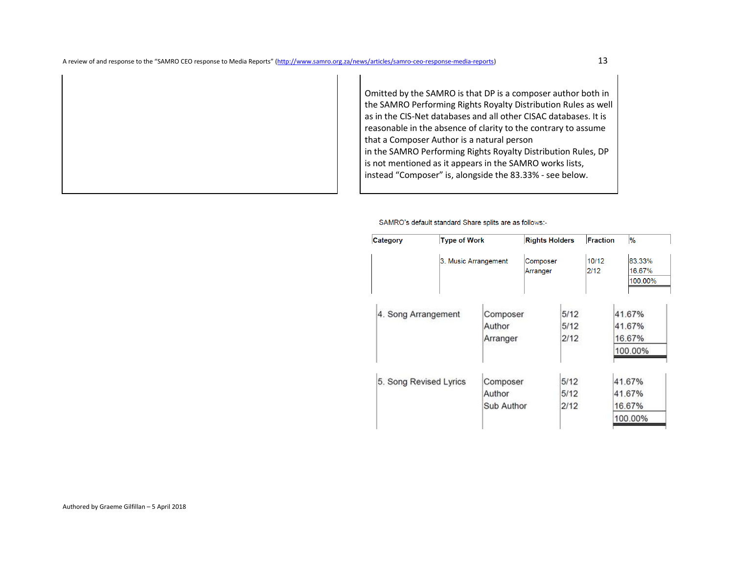Omitted by the SAMRO is that DP is a composer author both in the SAMRO Performing Rights Royalty Distribution Rules as well as in the CIS-Net databases and all other CISAC databases. It is reasonable in the absence of clarity to the contrary to assume that a Composer Author is a natural person
in the SAMRO Performing Rights Royalty Distribution Rules, DP is not mentioned as it appears in the SAMRO works lists, instead "Composer" is, alongside the 83.33% - see below.

SAMRO's default standard Share splits are as follows:-

| Category | Type of Work | Rights Holders | Fraction | % |
|---|---|---|---|---|
| | 3. Music Arrangement | Composer | 10/12 | 83.33% |
| | | Arranger | 2/12 | 16.67% |
| | | | | 100.00% |
| 4. Song Arrangement | | Composer | 5/12 | 41.67% |
| | | Author | 5/12 | 41.67% |
| | | Arranger | 2/12 | 16.67% |
| | | | | 100.00% |
| 5. Song Revised Lyrics | | Composer | 5/12 | 41.67% |
| | | Author | 5/12 | 41.67% |
| | | Sub Author | 2/12 | 16.67% |
| | | | | 100.00% |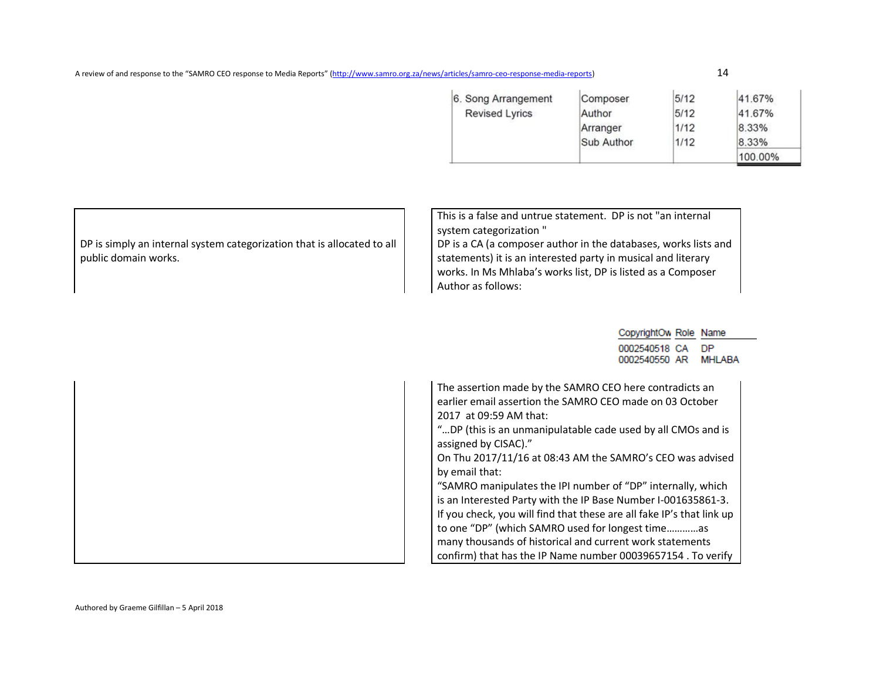| 6. Song Arrangement Revised Lyrics | Composer | 5/12 | 41.67% |
|---|---|---|---|
| | Author | 5/12 | 41.67% |
| | Arranger | 1/12 | 8.33% |
| | Sub Author | 1/12 | 8.33% |
| | | | 100.00% |

| SAMRO CEO statement | Response |
|---|---|
| DP is simply an internal system categorization that is allocated to all public domain works. | This is a false and untrue statement. DP is not "an internal system categorization " DP is a CA (a composer author in the databases, works lists and statements) it is an interested party in musical and literary works. In Ms Mhlaba's works list, DP is listed as a Composer Author as follows: |

| CopyrightOw | Role | Name |
|---|---|---|
| 0002540518 | CA | DP |
| 0002540550 | AR | MHLABA |

| | |
|---|---|
| | The assertion made by the SAMRO CEO here contradicts an earlier email assertion the SAMRO CEO made on 03 October 2017 at 09:59 AM that: "…DP (this is an unmanipulatable cade used by all CMOs and is assigned by CISAC)." On Thu 2017/11/16 at 08:43 AM the SAMRO's CEO was advised by email that: "SAMRO manipulates the IPI number of "DP" internally, which is an Interested Party with the IP Base Number I-001635861-3. If you check, you will find that these are all fake IP's that link up to one "DP" (which SAMRO used for longest time…………as many thousands of historical and current work statements confirm) that has the IP Name number 00039657154 . To verify |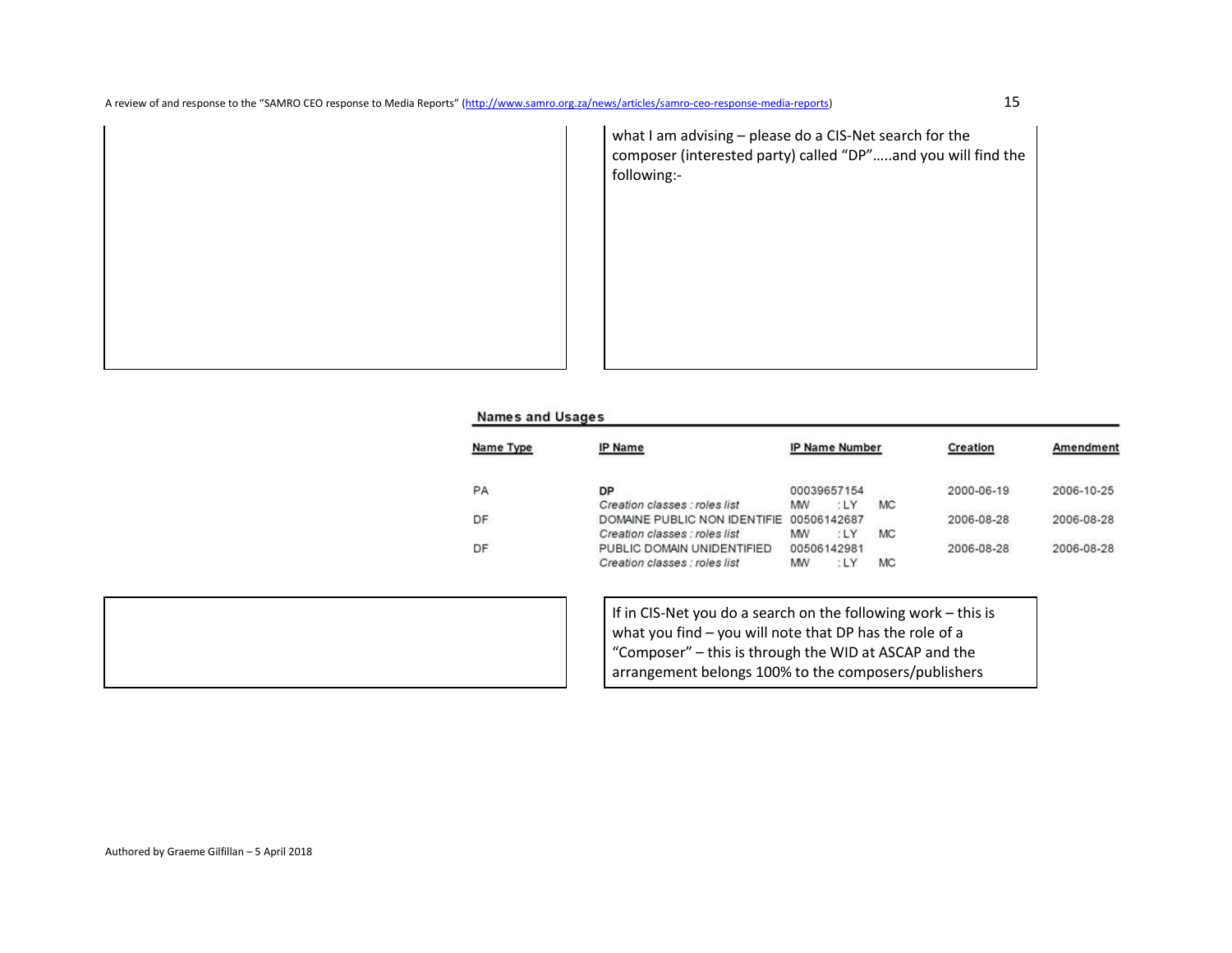| | |
|---|---|
| | what I am advising – please do a CIS-Net search for the composer (interested party) called "DP"…..and you will find the following:- |

**Names and Usages**

| Name Type | IP Name | IP Name Number | Creation | Amendment |
|---|---|---|---|---|
| PA | **DP**<br>*Creation classes : roles list* | 00039657154<br>MW : LY MC | 2000-06-19 | 2006-10-25 |
| DF | DOMAINE PUBLIC NON IDENTIFIE<br>*Creation classes : roles list* | 00506142687<br>MW : LY MC | 2006-08-28 | 2006-08-28 |
| DF | PUBLIC DOMAIN UNIDENTIFIED<br>*Creation classes : roles list* | 00506142981<br>MW : LY MC | 2006-08-28 | 2006-08-28 |

| | |
|---|---|
| | If in CIS-Net you do a search on the following work – this is what you find – you will note that DP has the role of a "Composer" – this is through the WID at ASCAP and the arrangement belongs 100% to the composers/publishers |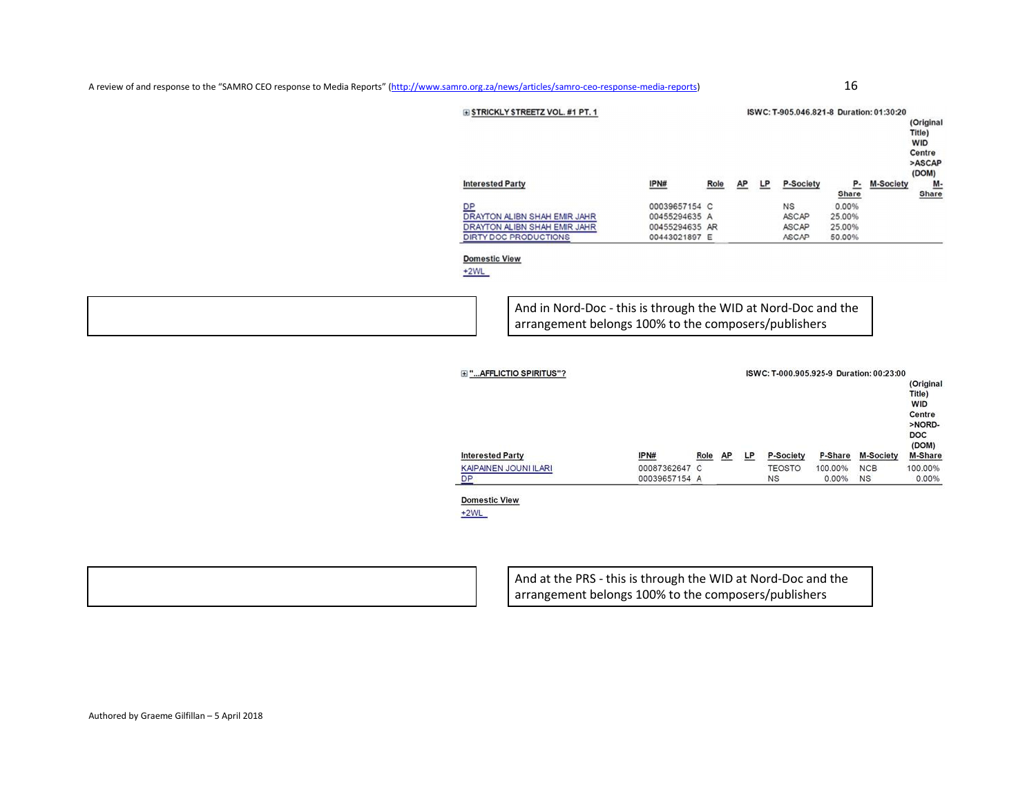**$TRICKLY $TREETZ VOL. #1 PT. 1** — ISWC: T-905.046.821-8 Duration: 01:30:20

| Interested Party | IPN# | Role | AP | LP | P-Society | P-Share | M-Society | (Original Title) WID Centre >ASCAP (DOM) M-Share |
|---|---|---|---|---|---|---|---|---|
| DP | 00039657154 | C | | | NS | 0.00% | | |
| DRAYTON ALIBN SHAH EMIR JAHR | 00455294635 | A | | | ASCAP | 25.00% | | |
| DRAYTON ALIBN SHAH EMIR JAHR | 00455294635 | AR | | | ASCAP | 25.00% | | |
| DIRTY DOC PRODUCTIONS | 00443021897 | E | | | ASCAP | 50.00% | | |

Domestic View
+2WL

And in Nord-Doc - this is through the WID at Nord-Doc and the arrangement belongs 100% to the composers/publishers

**"...AFFLICTIO SPIRITUS"?** — ISWC: T-000.905.925-9 Duration: 00:23:00

| Interested Party | IPN# | Role | AP | LP | P-Society | P-Share | M-Society | (Original Title) WID Centre >NORD-DOC (DOM) M-Share |
|---|---|---|---|---|---|---|---|---|
| KAIPAINEN JOUNI ILARI | 00087362647 | C | | | TEOSTO | 100.00% | NCB | 100.00% |
| DP | 00039657154 | A | | | NS | 0.00% | NS | 0.00% |

Domestic View
+2WL

And at the PRS - this is through the WID at Nord-Doc and the arrangement belongs 100% to the composers/publishers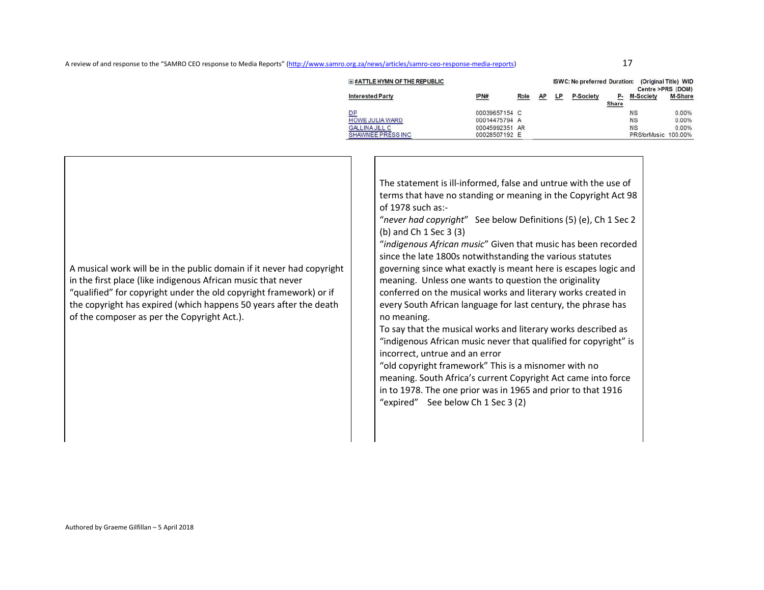| #ATTLE HYMN OF THE REPUBLIC | | | | | ISWC: No preferred | Duration: | (Original Title) WID Centre >PRS (DOM) | |
|---|---|---|---|---|---|---|---|---|
| Interested Party | IPN# | Role | AP | LP | P-Society | P-Share | M-Society | M-Share |
| DP | 00039657154 | C | | | | | NS | 0.00% |
| HOWE JULIA WARD | 00014475794 | A | | | | | NS | 0.00% |
| GALLINA JILL C | 00045992351 | AR | | | | | NS | 0.00% |
| SHAWNEE PRESS INC | 00028507192 | E | | | | | PRSforMusic | 100.00% |

| | |
|---|---|
| A musical work will be in the public domain if it never had copyright in the first place (like indigenous African music that never "qualified" for copyright under the old copyright framework) or if the copyright has expired (which happens 50 years after the death of the composer as per the Copyright Act.). | The statement is ill-informed, false and untrue with the use of terms that have no standing or meaning in the Copyright Act 98 of 1978 such as:-<br>"*never had copyright*" See below Definitions (5) (e), Ch 1 Sec 2 (b) and Ch 1 Sec 3 (3)<br>"*indigenous African music*" Given that music has been recorded since the late 1800s notwithstanding the various statutes governing since what exactly is meant here is escapes logic and meaning. Unless one wants to question the originality conferred on the musical works and literary works created in every South African language for last century, the phrase has no meaning.<br>To say that the musical works and literary works described as "indigenous African music never that qualified for copyright" is incorrect, untrue and an error<br>"old copyright framework" This is a misnomer with no meaning. South Africa's current Copyright Act came into force in to 1978. The one prior was in 1965 and prior to that 1916<br>"expired" See below Ch 1 Sec 3 (2) |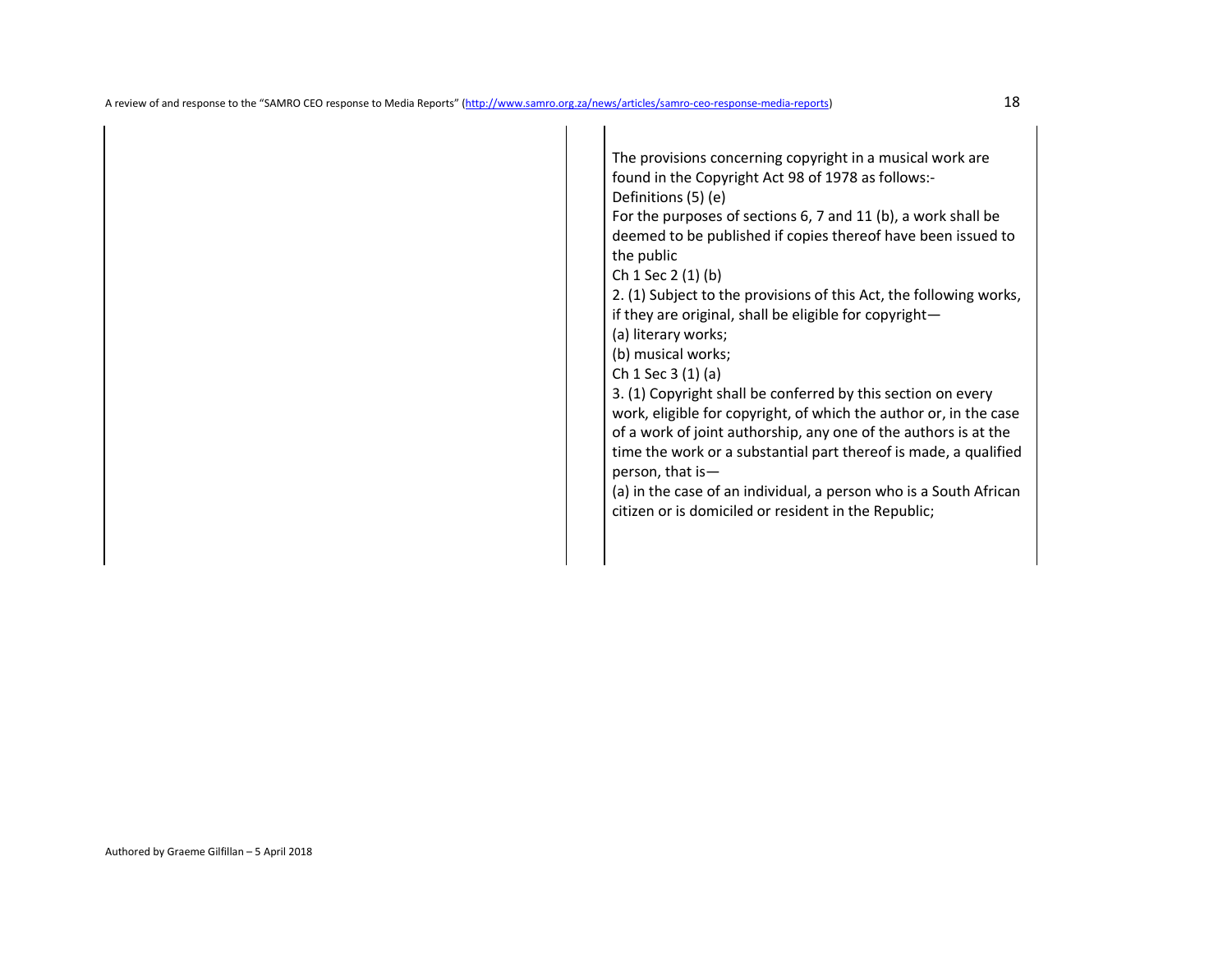The provisions concerning copyright in a musical work are found in the Copyright Act 98 of 1978 as follows:-

Definitions (5) (e)

For the purposes of sections 6, 7 and 11 (b), a work shall be deemed to be published if copies thereof have been issued to the public

Ch 1 Sec 2 (1) (b)

2. (1) Subject to the provisions of this Act, the following works, if they are original, shall be eligible for copyright—

(a) literary works;

(b) musical works;

Ch 1 Sec 3 (1) (a)

3. (1) Copyright shall be conferred by this section on every work, eligible for copyright, of which the author or, in the case of a work of joint authorship, any one of the authors is at the time the work or a substantial part thereof is made, a qualified person, that is—

(a) in the case of an individual, a person who is a South African citizen or is domiciled or resident in the Republic;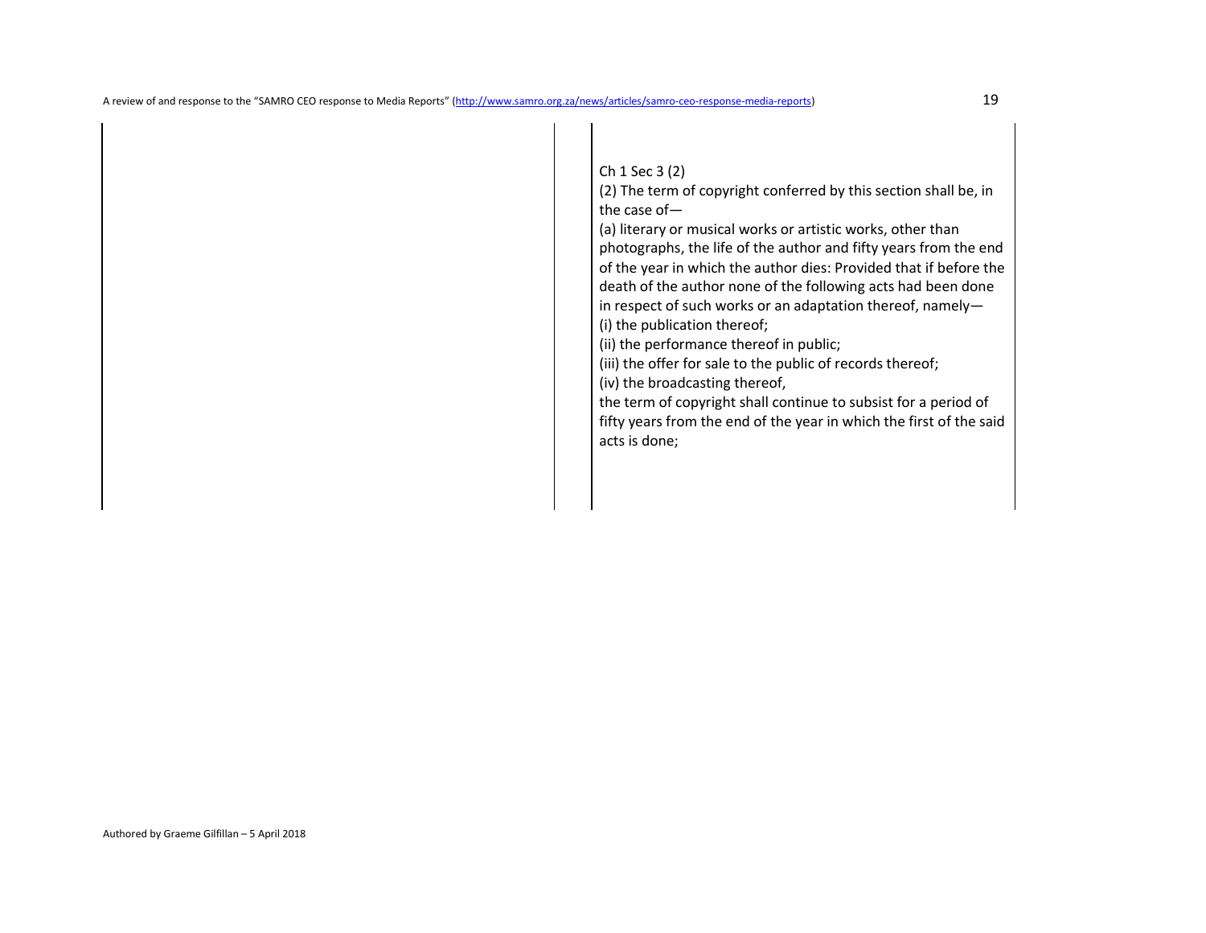Ch 1 Sec 3 (2)

(2) The term of copyright conferred by this section shall be, in the case of—

(a) literary or musical works or artistic works, other than photographs, the life of the author and fifty years from the end of the year in which the author dies: Provided that if before the death of the author none of the following acts had been done in respect of such works or an adaptation thereof, namely—

(i) the publication thereof;

(ii) the performance thereof in public;

(iii) the offer for sale to the public of records thereof;

(iv) the broadcasting thereof,

the term of copyright shall continue to subsist for a period of fifty years from the end of the year in which the first of the said acts is done;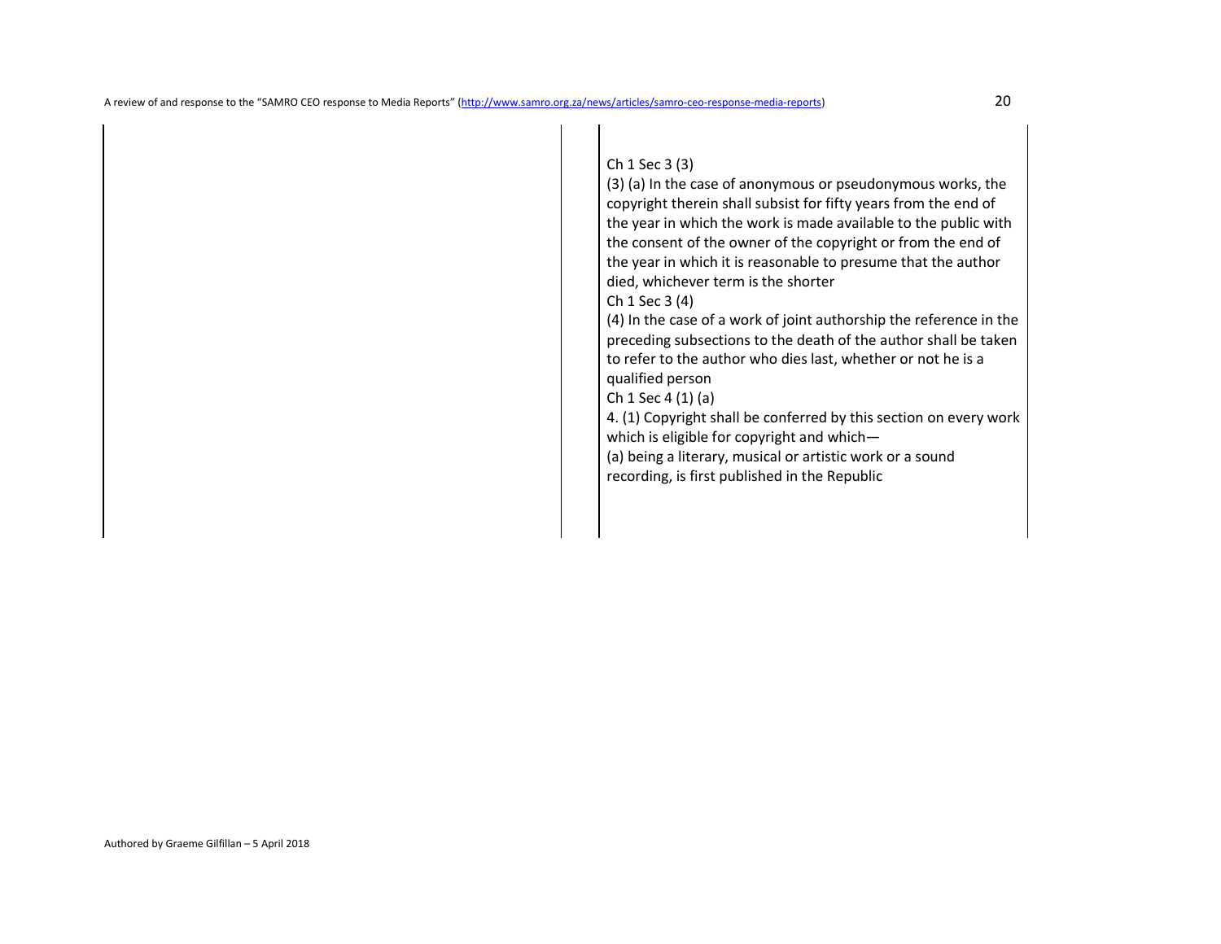| | |
|---|---|
| | Ch 1 Sec 3 (3)<br>(3) (a) In the case of anonymous or pseudonymous works, the copyright therein shall subsist for fifty years from the end of the year in which the work is made available to the public with the consent of the owner of the copyright or from the end of the year in which it is reasonable to presume that the author died, whichever term is the shorter<br>Ch 1 Sec 3 (4)<br>(4) In the case of a work of joint authorship the reference in the preceding subsections to the death of the author shall be taken to refer to the author who dies last, whether or not he is a qualified person<br>Ch 1 Sec 4 (1) (a)<br>4. (1) Copyright shall be conferred by this section on every work which is eligible for copyright and which—<br>(a) being a literary, musical or artistic work or a sound recording, is first published in the Republic |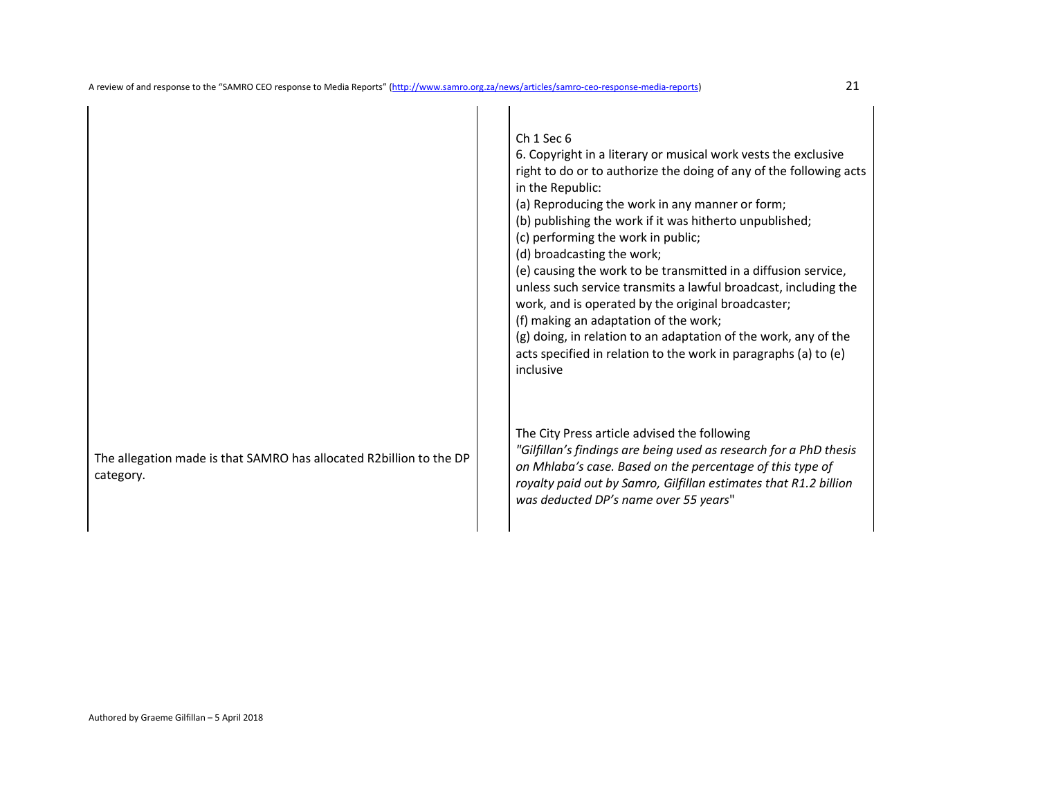| | |
|---|---|
| | Ch 1 Sec 6<br>6. Copyright in a literary or musical work vests the exclusive right to do or to authorize the doing of any of the following acts in the Republic:<br>(a) Reproducing the work in any manner or form;<br>(b) publishing the work if it was hitherto unpublished;<br>(c) performing the work in public;<br>(d) broadcasting the work;<br>(e) causing the work to be transmitted in a diffusion service, unless such service transmits a lawful broadcast, including the work, and is operated by the original broadcaster;<br>(f) making an adaptation of the work;<br>(g) doing, in relation to an adaptation of the work, any of the acts specified in relation to the work in paragraphs (a) to (e) inclusive |
| The allegation made is that SAMRO has allocated R2billion to the DP category. | The City Press article advised the following<br>*"Gilfillan's findings are being used as research for a PhD thesis on Mhlaba's case. Based on the percentage of this type of royalty paid out by Samro, Gilfillan estimates that R1.2 billion was deducted DP's name over 55 years*" |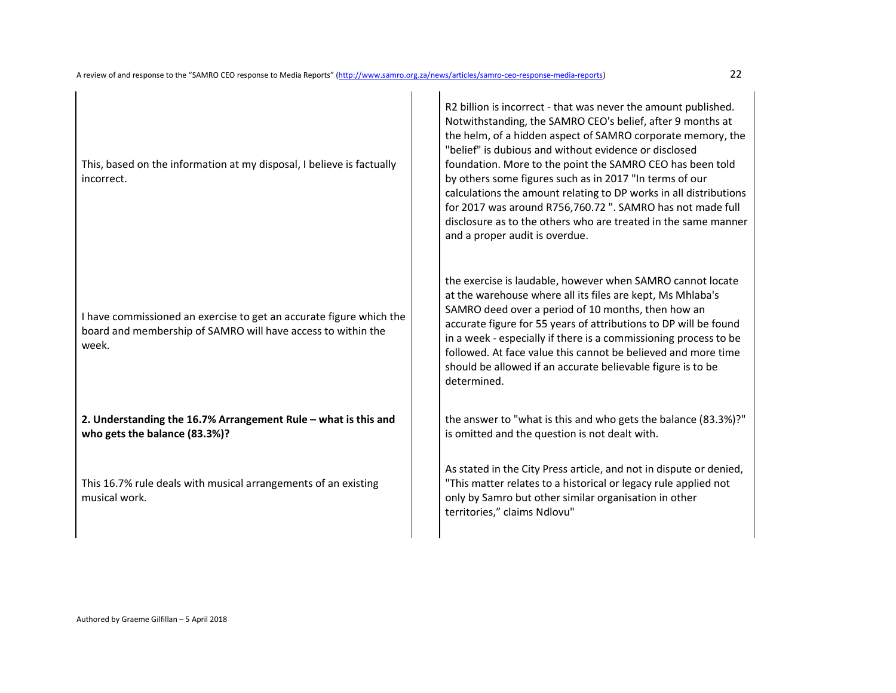| | |
|---|---|
| This, based on the information at my disposal, I believe is factually incorrect. | R2 billion is incorrect - that was never the amount published. Notwithstanding, the SAMRO CEO's belief, after 9 months at the helm, of a hidden aspect of SAMRO corporate memory, the "belief" is dubious and without evidence or disclosed foundation. More to the point the SAMRO CEO has been told by others some figures such as in 2017 "In terms of our calculations the amount relating to DP works in all distributions for 2017 was around R756,760.72 ". SAMRO has not made full disclosure as to the others who are treated in the same manner and a proper audit is overdue. |
| I have commissioned an exercise to get an accurate figure which the board and membership of SAMRO will have access to within the week. | the exercise is laudable, however when SAMRO cannot locate at the warehouse where all its files are kept, Ms Mhlaba's SAMRO deed over a period of 10 months, then how an accurate figure for 55 years of attributions to DP will be found in a week - especially if there is a commissioning process to be followed. At face value this cannot be believed and more time should be allowed if an accurate believable figure is to be determined. |
| **2. Understanding the 16.7% Arrangement Rule – what is this and who gets the balance (83.3%)?** | the answer to "what is this and who gets the balance (83.3%)?" is omitted and the question is not dealt with. |
| This 16.7% rule deals with musical arrangements of an existing musical work. | As stated in the City Press article, and not in dispute or denied, "This matter relates to a historical or legacy rule applied not only by Samro but other similar organisation in other territories," claims Ndlovu" |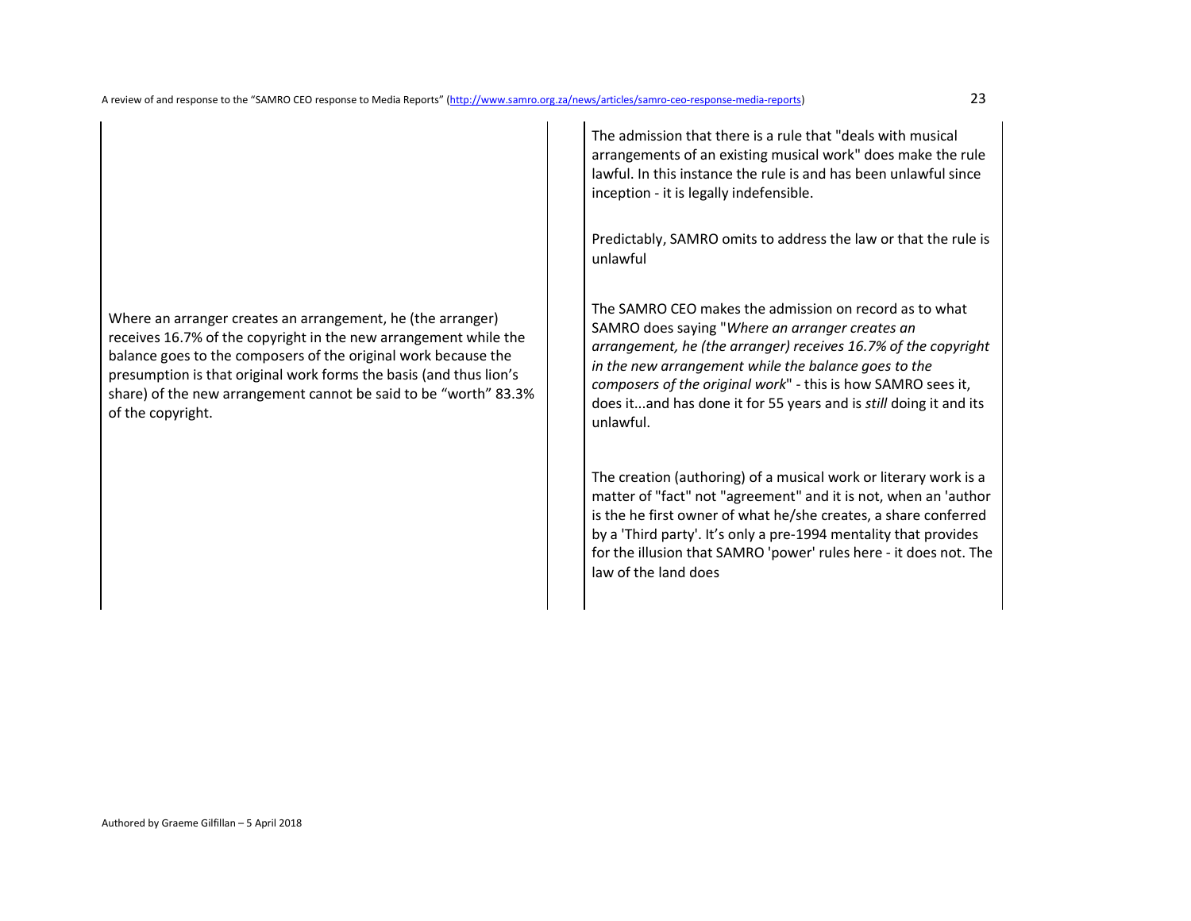Where an arranger creates an arrangement, he (the arranger) receives 16.7% of the copyright in the new arrangement while the balance goes to the composers of the original work because the presumption is that original work forms the basis (and thus lion's share) of the new arrangement cannot be said to be "worth" 83.3% of the copyright.

The admission that there is a rule that "deals with musical arrangements of an existing musical work" does make the rule lawful. In this instance the rule is and has been unlawful since inception - it is legally indefensible.

Predictably, SAMRO omits to address the law or that the rule is unlawful

The SAMRO CEO makes the admission on record as to what SAMRO does saying "*Where an arranger creates an arrangement, he (the arranger) receives 16.7% of the copyright in the new arrangement while the balance goes to the composers of the original work*" - this is how SAMRO sees it, does it...and has done it for 55 years and is *still* doing it and its unlawful.

The creation (authoring) of a musical work or literary work is a matter of "fact" not "agreement" and it is not, when an 'author is the he first owner of what he/she creates, a share conferred by a 'Third party'. It's only a pre-1994 mentality that provides for the illusion that SAMRO 'power' rules here - it does not. The law of the land does

Authored by Graeme Gilfillan – 5 April 2018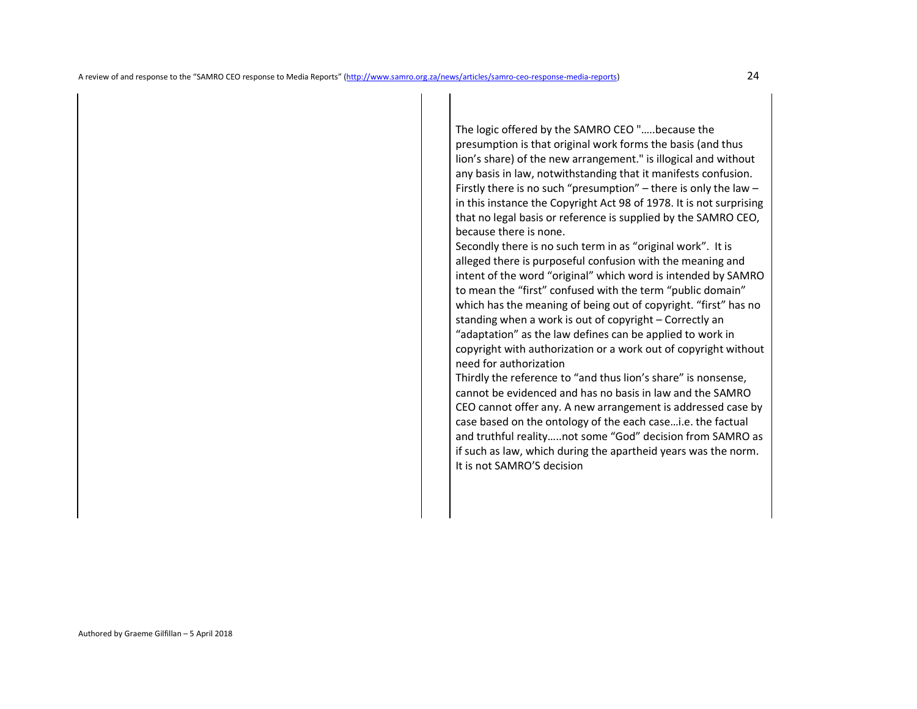The logic offered by the SAMRO CEO ".....because the presumption is that original work forms the basis (and thus lion's share) of the new arrangement." is illogical and without any basis in law, notwithstanding that it manifests confusion. Firstly there is no such "presumption" – there is only the law – in this instance the Copyright Act 98 of 1978. It is not surprising that no legal basis or reference is supplied by the SAMRO CEO, because there is none.

Secondly there is no such term in as "original work". It is alleged there is purposeful confusion with the meaning and intent of the word "original" which word is intended by SAMRO to mean the "first" confused with the term "public domain" which has the meaning of being out of copyright. "first" has no standing when a work is out of copyright – Correctly an "adaptation" as the law defines can be applied to work in copyright with authorization or a work out of copyright without need for authorization

Thirdly the reference to "and thus lion's share" is nonsense, cannot be evidenced and has no basis in law and the SAMRO CEO cannot offer any. A new arrangement is addressed case by case based on the ontology of the each case…i.e. the factual and truthful reality…..not some "God" decision from SAMRO as if such as law, which during the apartheid years was the norm. It is not SAMRO'S decision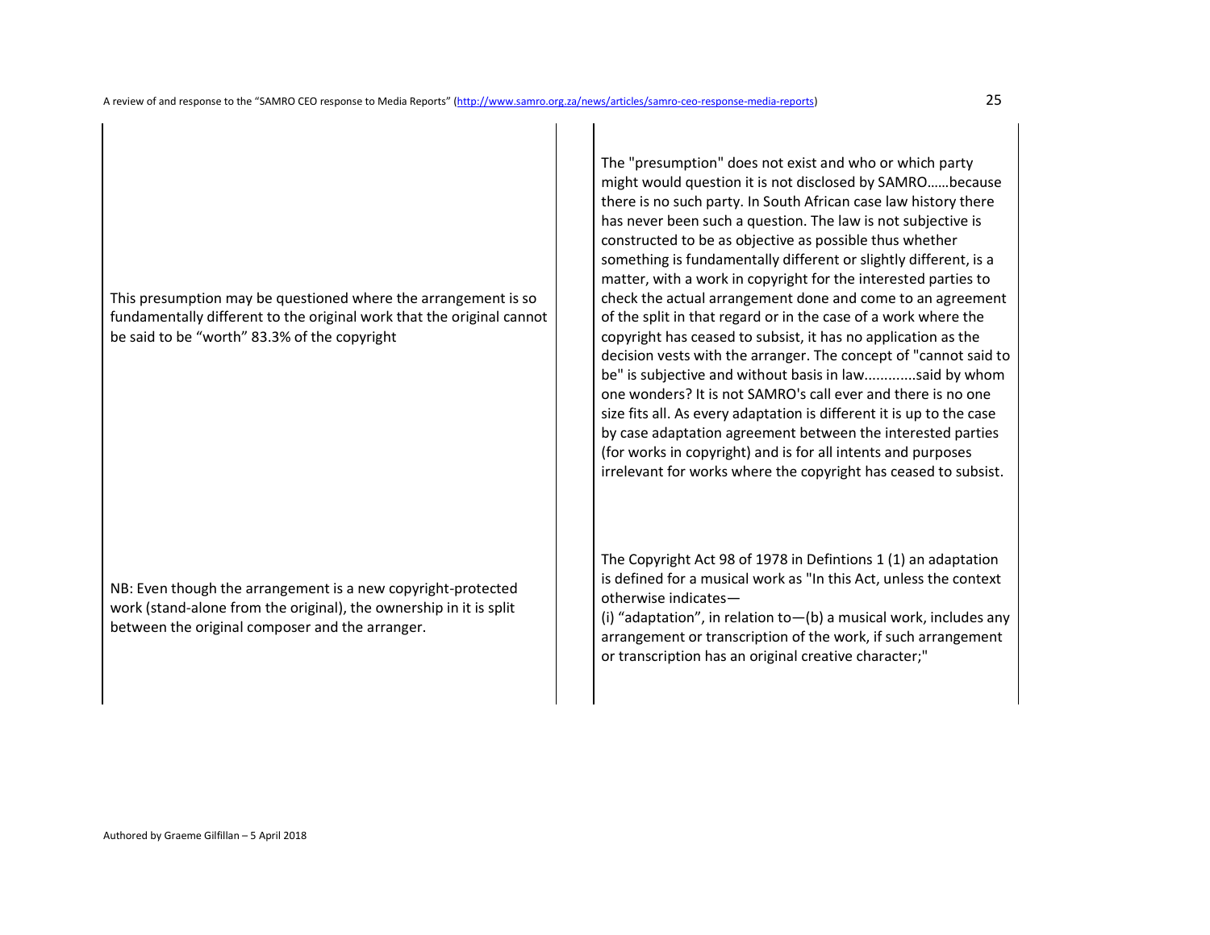| | |
|---|---|
| This presumption may be questioned where the arrangement is so fundamentally different to the original work that the original cannot be said to be "worth" 83.3% of the copyright | The "presumption" does not exist and who or which party might would question it is not disclosed by SAMRO……because there is no such party. In South African case law history there has never been such a question. The law is not subjective is constructed to be as objective as possible thus whether something is fundamentally different or slightly different, is a matter, with a work in copyright for the interested parties to check the actual arrangement done and come to an agreement of the split in that regard or in the case of a work where the copyright has ceased to subsist, it has no application as the decision vests with the arranger. The concept of "cannot said to be" is subjective and without basis in law.............said by whom one wonders? It is not SAMRO's call ever and there is no one size fits all. As every adaptation is different it is up to the case by case adaptation agreement between the interested parties (for works in copyright) and is for all intents and purposes irrelevant for works where the copyright has ceased to subsist. |
| NB: Even though the arrangement is a new copyright-protected work (stand-alone from the original), the ownership in it is split between the original composer and the arranger. | The Copyright Act 98 of 1978 in Defintions 1 (1) an adaptation is defined for a musical work as "In this Act, unless the context otherwise indicates—<br>(i) "adaptation", in relation to—(b) a musical work, includes any arrangement or transcription of the work, if such arrangement or transcription has an original creative character;" |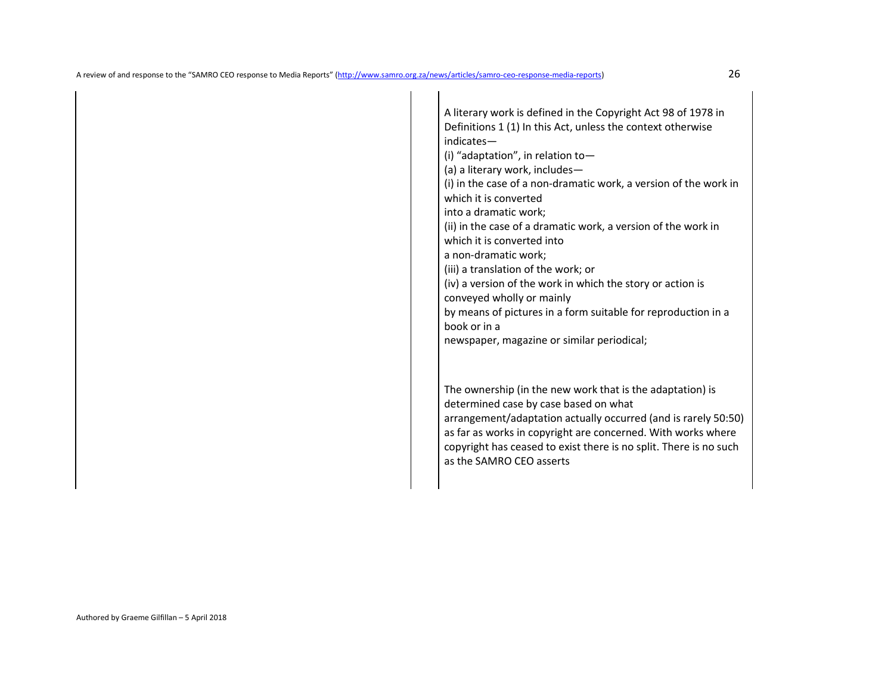A literary work is defined in the Copyright Act 98 of 1978 in Definitions 1 (1) In this Act, unless the context otherwise indicates—

(i) "adaptation", in relation to—

(a) a literary work, includes—

(i) in the case of a non-dramatic work, a version of the work in which it is converted
into a dramatic work;

(ii) in the case of a dramatic work, a version of the work in which it is converted into
a non-dramatic work;

(iii) a translation of the work; or

(iv) a version of the work in which the story or action is conveyed wholly or mainly
by means of pictures in a form suitable for reproduction in a book or in a
newspaper, magazine or similar periodical;

The ownership (in the new work that is the adaptation) is determined case by case based on what arrangement/adaptation actually occurred (and is rarely 50:50) as far as works in copyright are concerned. With works where copyright has ceased to exist there is no split. There is no such as the SAMRO CEO asserts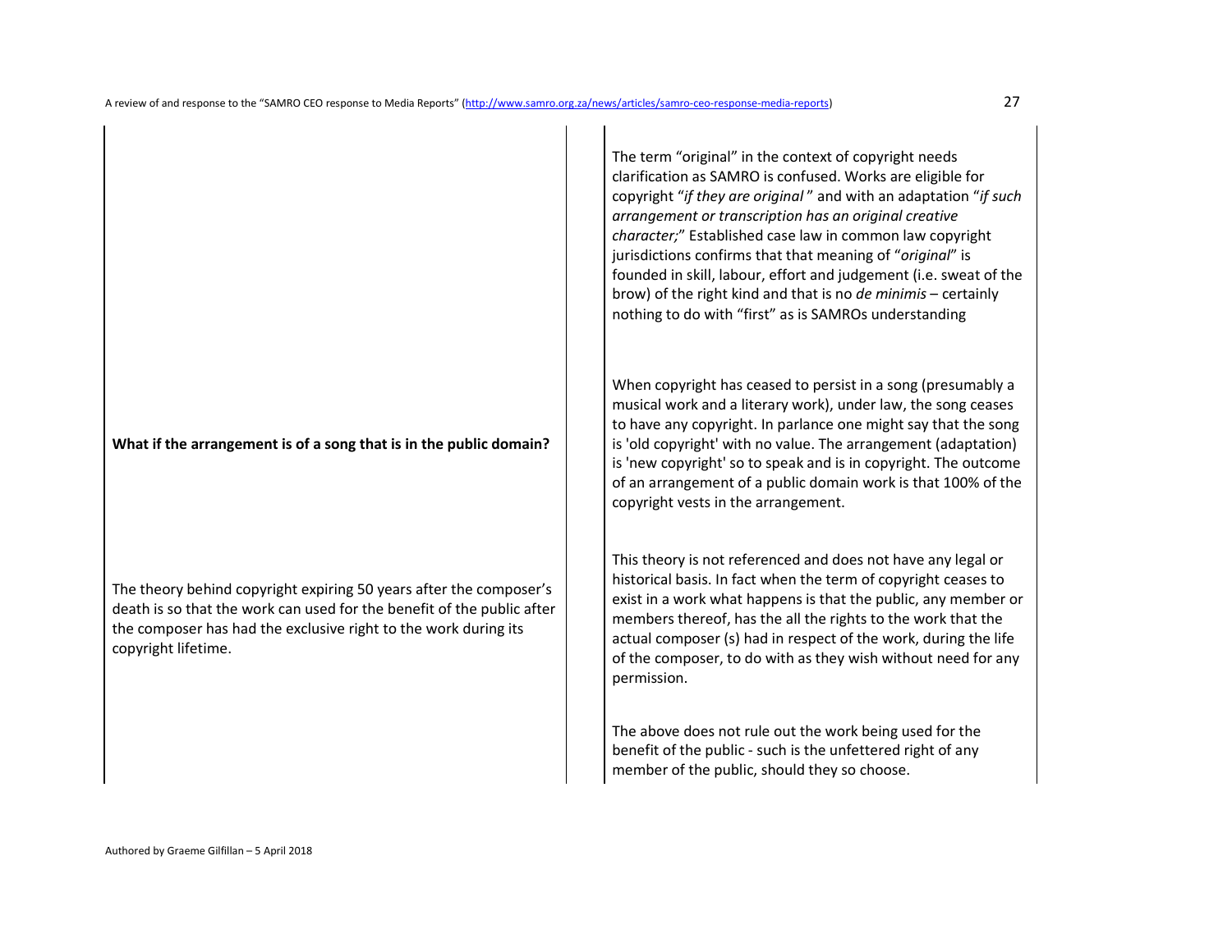| | |
|---|---|
| | The term "original" in the context of copyright needs clarification as SAMRO is confused. Works are eligible for copyright "*if they are original* " and with an adaptation "*if such arrangement or transcription has an original creative character;*" Established case law in common law copyright jurisdictions confirms that that meaning of "*original*" is founded in skill, labour, effort and judgement (i.e. sweat of the brow) of the right kind and that is no *de minimis* – certainly nothing to do with "first" as is SAMROs understanding |
| **What if the arrangement is of a song that is in the public domain?** | When copyright has ceased to persist in a song (presumably a musical work and a literary work), under law, the song ceases to have any copyright. In parlance one might say that the song is 'old copyright' with no value. The arrangement (adaptation) is 'new copyright' so to speak and is in copyright. The outcome of an arrangement of a public domain work is that 100% of the copyright vests in the arrangement. |
| The theory behind copyright expiring 50 years after the composer's death is so that the work can used for the benefit of the public after the composer has had the exclusive right to the work during its copyright lifetime. | This theory is not referenced and does not have any legal or historical basis. In fact when the term of copyright ceases to exist in a work what happens is that the public, any member or members thereof, has the all the rights to the work that the actual composer (s) had in respect of the work, during the life of the composer, to do with as they wish without need for any permission.<br><br>The above does not rule out the work being used for the benefit of the public - such is the unfettered right of any member of the public, should they so choose. |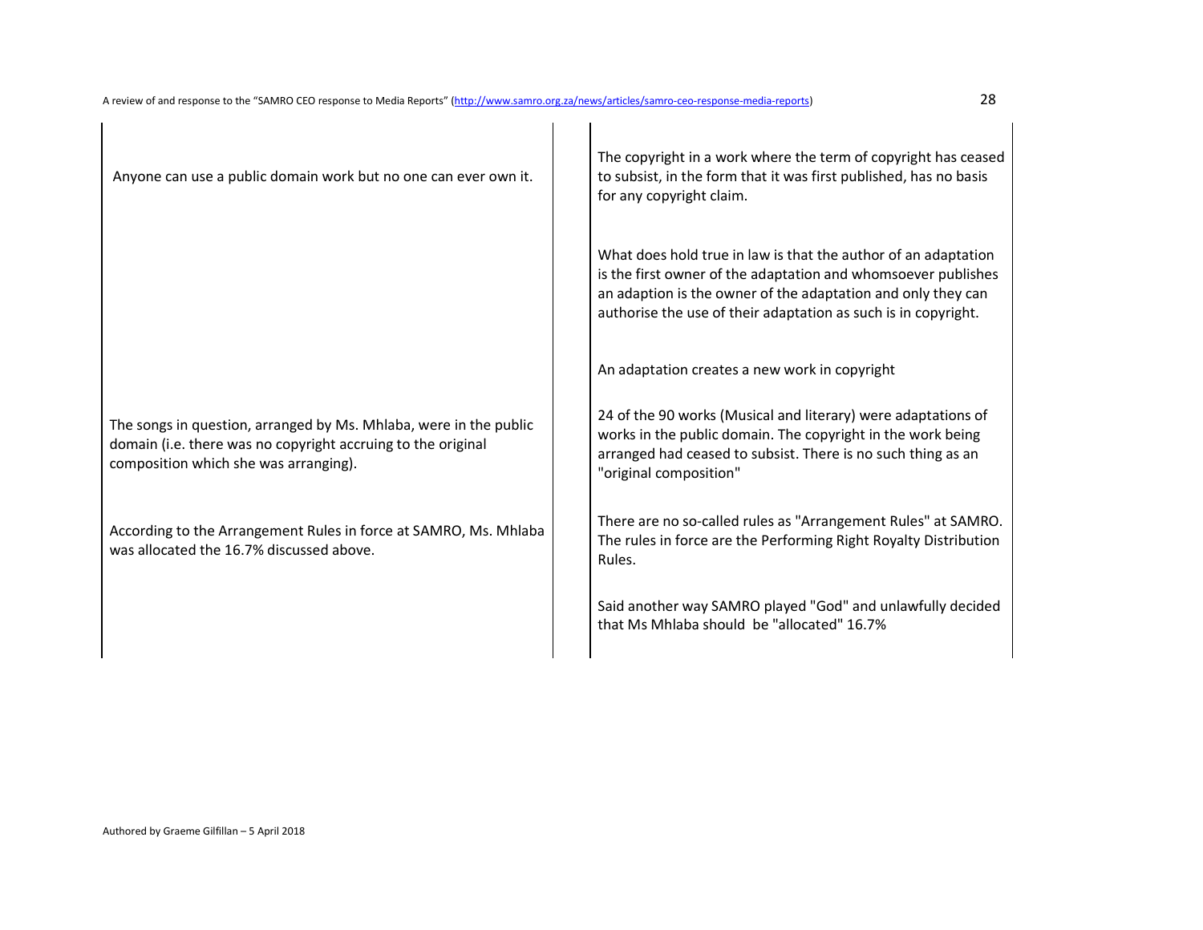| | |
|---|---|
| Anyone can use a public domain work but no one can ever own it. | The copyright in a work where the term of copyright has ceased to subsist, in the form that it was first published, has no basis for any copyright claim.<br><br>What does hold true in law is that the author of an adaptation is the first owner of the adaptation and whomsoever publishes an adaption is the owner of the adaptation and only they can authorise the use of their adaptation as such is in copyright.<br><br>An adaptation creates a new work in copyright |
| The songs in question, arranged by Ms. Mhlaba, were in the public domain (i.e. there was no copyright accruing to the original composition which she was arranging). | 24 of the 90 works (Musical and literary) were adaptations of works in the public domain. The copyright in the work being arranged had ceased to subsist. There is no such thing as an "original composition" |
| According to the Arrangement Rules in force at SAMRO, Ms. Mhlaba was allocated the 16.7% discussed above. | There are no so-called rules as "Arrangement Rules" at SAMRO. The rules in force are the Performing Right Royalty Distribution Rules.<br><br>Said another way SAMRO played "God" and unlawfully decided that Ms Mhlaba should be "allocated" 16.7% |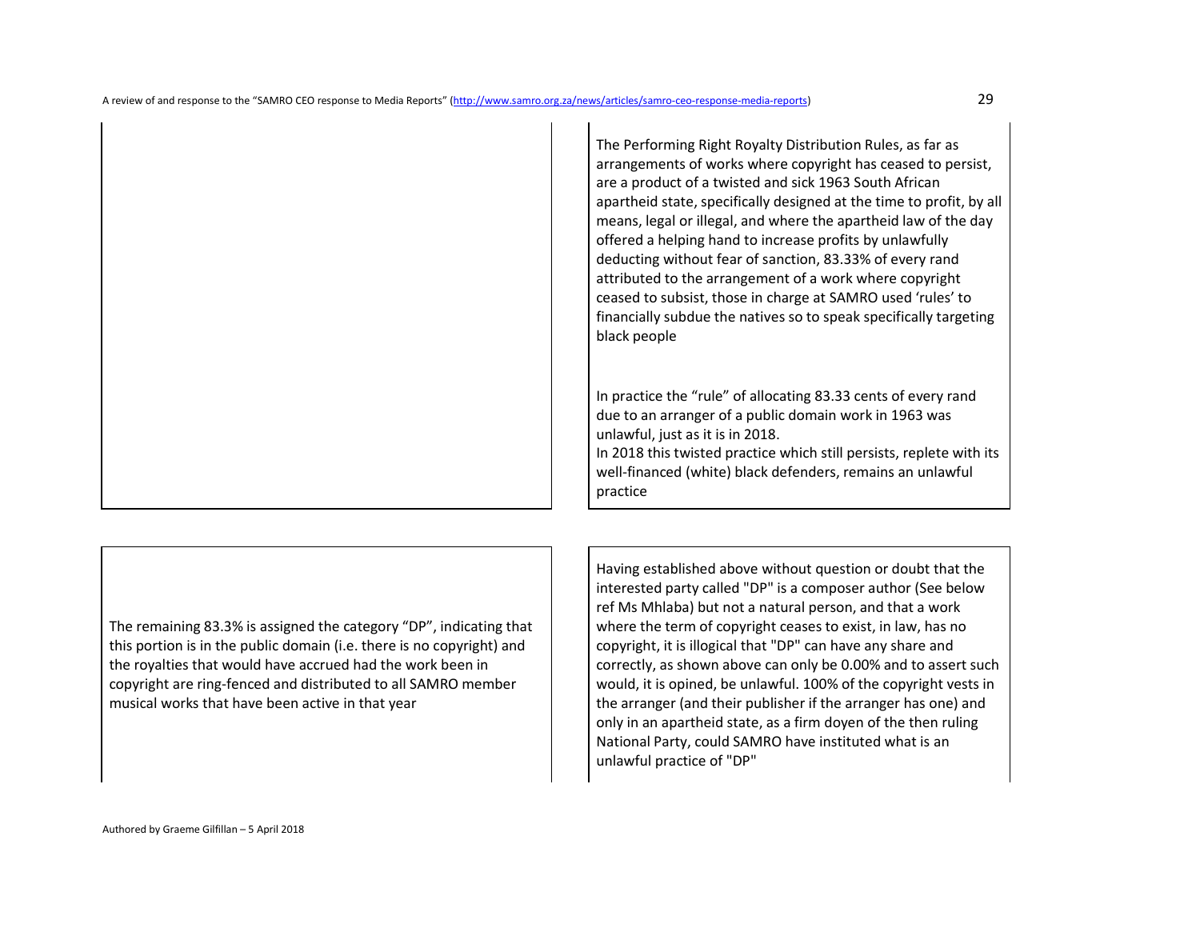| | |
|---|---|
| | The Performing Right Royalty Distribution Rules, as far as arrangements of works where copyright has ceased to persist, are a product of a twisted and sick 1963 South African apartheid state, specifically designed at the time to profit, by all means, legal or illegal, and where the apartheid law of the day offered a helping hand to increase profits by unlawfully deducting without fear of sanction, 83.33% of every rand attributed to the arrangement of a work where copyright ceased to subsist, those in charge at SAMRO used 'rules' to financially subdue the natives so to speak specifically targeting black people<br><br>In practice the "rule" of allocating 83.33 cents of every rand due to an arranger of a public domain work in 1963 was unlawful, just as it is in 2018.<br>In 2018 this twisted practice which still persists, replete with its well-financed (white) black defenders, remains an unlawful practice |
| The remaining 83.3% is assigned the category "DP", indicating that this portion is in the public domain (i.e. there is no copyright) and the royalties that would have accrued had the work been in copyright are ring-fenced and distributed to all SAMRO member musical works that have been active in that year | Having established above without question or doubt that the interested party called "DP" is a composer author (See below ref Ms Mhlaba) but not a natural person, and that a work where the term of copyright ceases to exist, in law, has no copyright, it is illogical that "DP" can have any share and correctly, as shown above can only be 0.00% and to assert such would, it is opined, be unlawful. 100% of the copyright vests in the arranger (and their publisher if the arranger has one) and only in an apartheid state, as a firm doyen of the then ruling National Party, could SAMRO have instituted what is an unlawful practice of "DP" |

Authored by Graeme Gilfillan – 5 April 2018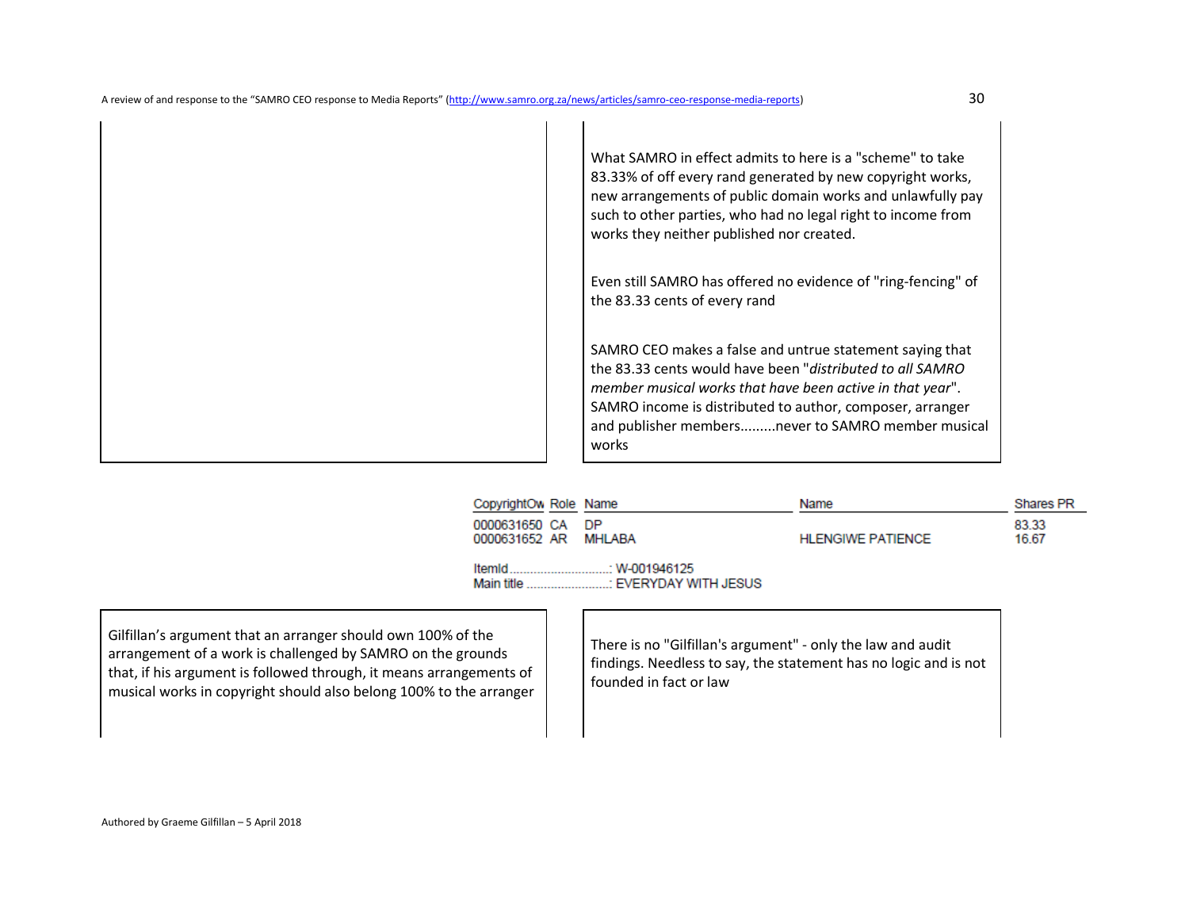| | |
|---|---|
| | What SAMRO in effect admits to here is a "scheme" to take 83.33% of off every rand generated by new copyright works, new arrangements of public domain works and unlawfully pay such to other parties, who had no legal right to income from works they neither published nor created.<br><br>Even still SAMRO has offered no evidence of "ring-fencing" of the 83.33 cents of every rand<br><br>SAMRO CEO makes a false and untrue statement saying that the 83.33 cents would have been "*distributed to all SAMRO member musical works that have been active in that year*". SAMRO income is distributed to author, composer, arranger and publisher members.........never to SAMRO member musical works |

| CopyrightOw | Role | Name | Name | Shares PR |
|---|---|---|---|---|
| 0000631650 | CA | DP | | 83.33 |
| 0000631652 | AR | MHLABA | HLENGIWE PATIENCE | 16.67 |

ItemId.............................: W-001946125
Main title ........................: EVERYDAY WITH JESUS

| | |
|---|---|
| Gilfillan's argument that an arranger should own 100% of the arrangement of a work is challenged by SAMRO on the grounds that, if his argument is followed through, it means arrangements of musical works in copyright should also belong 100% to the arranger | There is no "Gilfillan's argument" - only the law and audit findings. Needless to say, the statement has no logic and is not founded in fact or law |

Authored by Graeme Gilfillan – 5 April 2018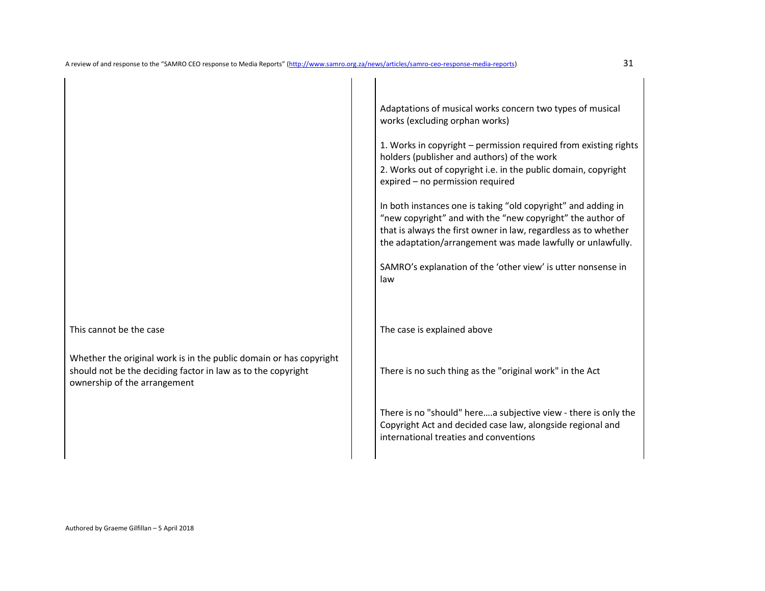| | |
|---|---|
| | Adaptations of musical works concern two types of musical works (excluding orphan works)<br><br>1. Works in copyright – permission required from existing rights holders (publisher and authors) of the work<br>2. Works out of copyright i.e. in the public domain, copyright expired – no permission required<br><br>In both instances one is taking "old copyright" and adding in "new copyright" and with the "new copyright" the author of that is always the first owner in law, regardless as to whether the adaptation/arrangement was made lawfully or unlawfully.<br><br>SAMRO's explanation of the 'other view' is utter nonsense in law |
| This cannot be the case | The case is explained above |
| Whether the original work is in the public domain or has copyright should not be the deciding factor in law as to the copyright ownership of the arrangement | There is no such thing as the "original work" in the Act<br><br>There is no "should" here….a subjective view - there is only the Copyright Act and decided case law, alongside regional and international treaties and conventions |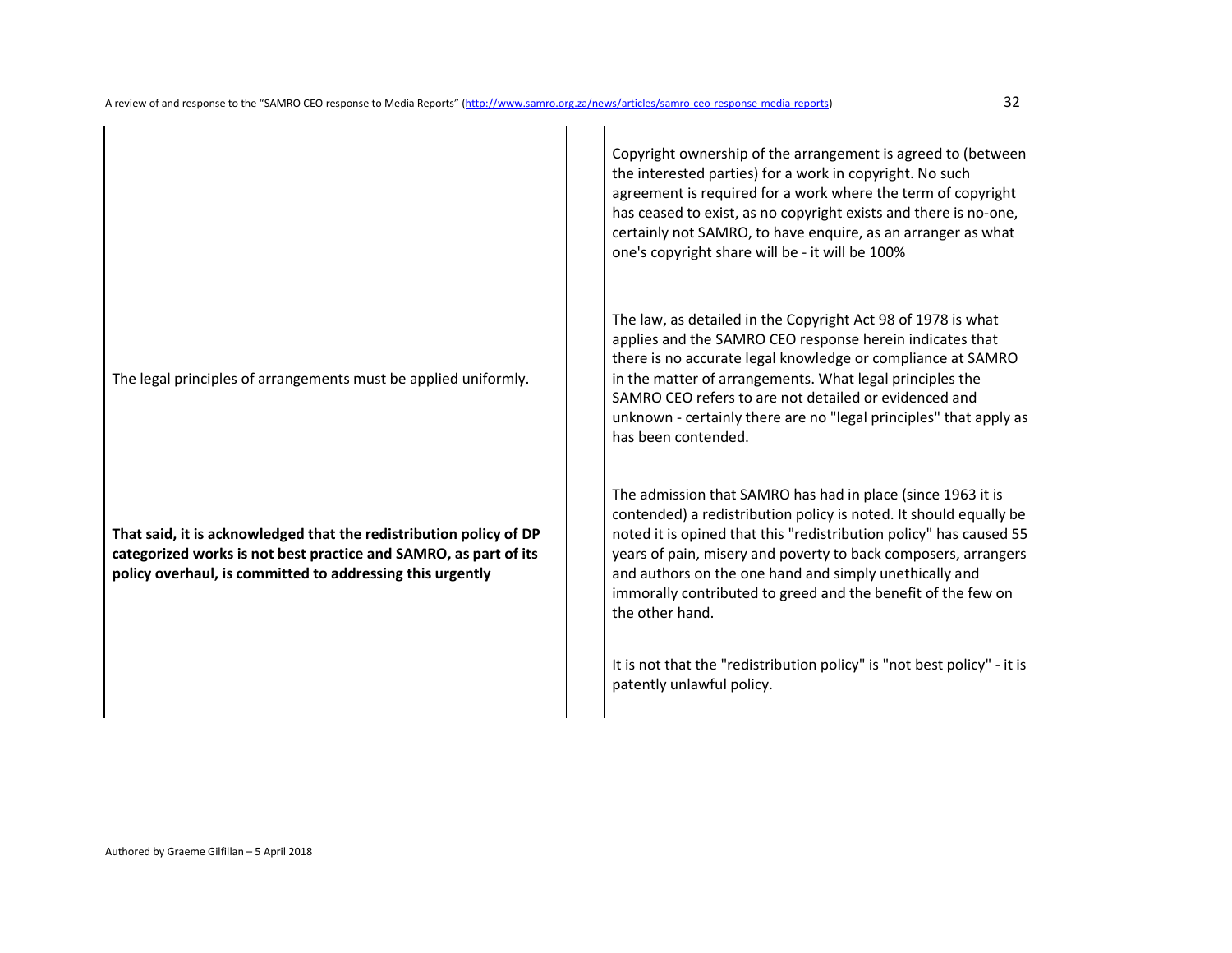| | |
|---|---|
| | Copyright ownership of the arrangement is agreed to (between the interested parties) for a work in copyright. No such agreement is required for a work where the term of copyright has ceased to exist, as no copyright exists and there is no-one, certainly not SAMRO, to have enquire, as an arranger as what one's copyright share will be - it will be 100% |
| The legal principles of arrangements must be applied uniformly. | The law, as detailed in the Copyright Act 98 of 1978 is what applies and the SAMRO CEO response herein indicates that there is no accurate legal knowledge or compliance at SAMRO in the matter of arrangements. What legal principles the SAMRO CEO refers to are not detailed or evidenced and unknown - certainly there are no "legal principles" that apply as has been contended. |
| **That said, it is acknowledged that the redistribution policy of DP categorized works is not best practice and SAMRO, as part of its policy overhaul, is committed to addressing this urgently** | The admission that SAMRO has had in place (since 1963 it is contended) a redistribution policy is noted. It should equally be noted it is opined that this "redistribution policy" has caused 55 years of pain, misery and poverty to back composers, arrangers and authors on the one hand and simply unethically and immorally contributed to greed and the benefit of the few on the other hand.<br><br>It is not that the "redistribution policy" is "not best policy" - it is patently unlawful policy. |

Authored by Graeme Gilfillan – 5 April 2018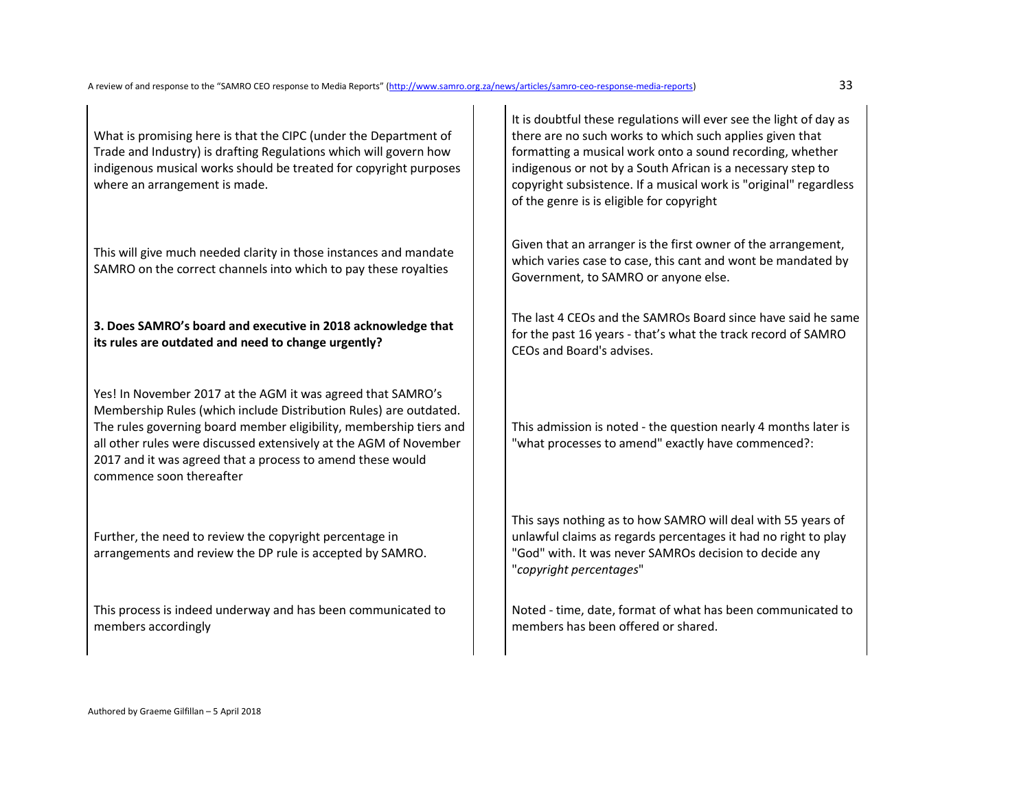| | |
|---|---|
| What is promising here is that the CIPC (under the Department of Trade and Industry) is drafting Regulations which will govern how indigenous musical works should be treated for copyright purposes where an arrangement is made. | It is doubtful these regulations will ever see the light of day as there are no such works to which such applies given that formatting a musical work onto a sound recording, whether indigenous or not by a South African is a necessary step to copyright subsistence. If a musical work is "original" regardless of the genre is is eligible for copyright |
| This will give much needed clarity in those instances and mandate SAMRO on the correct channels into which to pay these royalties | Given that an arranger is the first owner of the arrangement, which varies case to case, this cant and wont be mandated by Government, to SAMRO or anyone else. |
| **3. Does SAMRO's board and executive in 2018 acknowledge that its rules are outdated and need to change urgently?** | The last 4 CEOs and the SAMROs Board since have said he same for the past 16 years - that's what the track record of SAMRO CEOs and Board's advises. |
| Yes! In November 2017 at the AGM it was agreed that SAMRO's Membership Rules (which include Distribution Rules) are outdated. The rules governing board member eligibility, membership tiers and all other rules were discussed extensively at the AGM of November 2017 and it was agreed that a process to amend these would commence soon thereafter | This admission is noted - the question nearly 4 months later is "what processes to amend" exactly have commenced?: |
| Further, the need to review the copyright percentage in arrangements and review the DP rule is accepted by SAMRO. | This says nothing as to how SAMRO will deal with 55 years of unlawful claims as regards percentages it had no right to play "God" with. It was never SAMROs decision to decide any "*copyright percentages*" |
| This process is indeed underway and has been communicated to members accordingly | Noted - time, date, format of what has been communicated to members has been offered or shared. |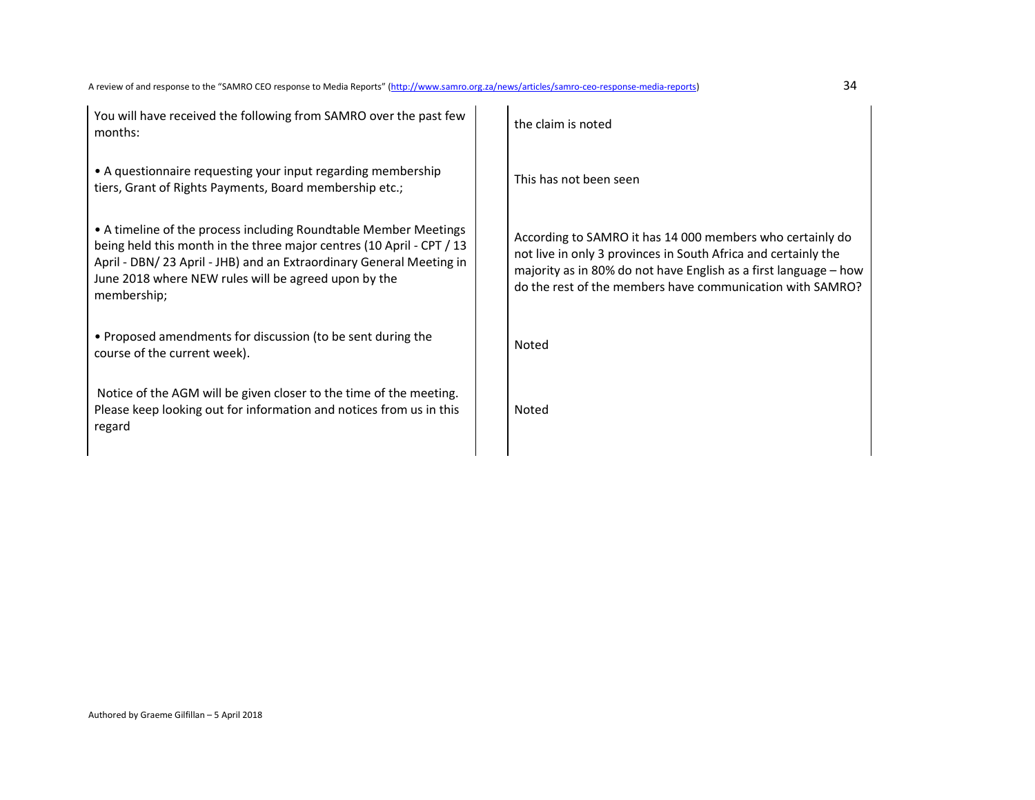| | |
|---|---|
| You will have received the following from SAMRO over the past few months: | the claim is noted |
| • A questionnaire requesting your input regarding membership tiers, Grant of Rights Payments, Board membership etc.; | This has not been seen |
| • A timeline of the process including Roundtable Member Meetings being held this month in the three major centres (10 April - CPT / 13 April - DBN/ 23 April - JHB) and an Extraordinary General Meeting in June 2018 where NEW rules will be agreed upon by the membership; | According to SAMRO it has 14 000 members who certainly do not live in only 3 provinces in South Africa and certainly the majority as in 80% do not have English as a first language – how do the rest of the members have communication with SAMRO? |
| • Proposed amendments for discussion (to be sent during the course of the current week). | Noted |
| Notice of the AGM will be given closer to the time of the meeting. Please keep looking out for information and notices from us in this regard | Noted |

Authored by Graeme Gilfillan – 5 April 2018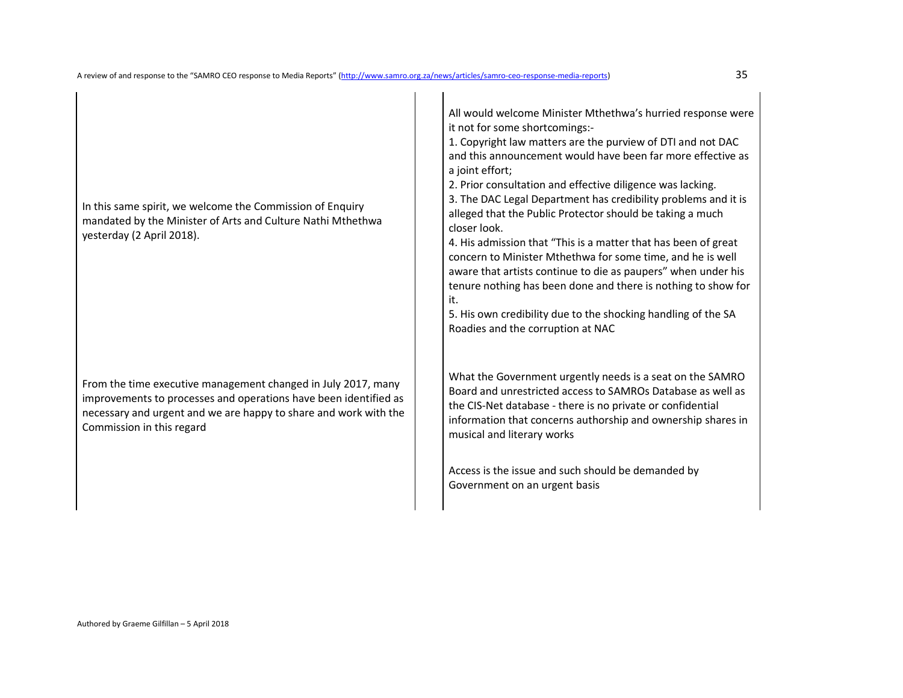| | |
|---|---|
| In this same spirit, we welcome the Commission of Enquiry mandated by the Minister of Arts and Culture Nathi Mthethwa yesterday (2 April 2018). | All would welcome Minister Mthethwa's hurried response were it not for some shortcomings:-<br>1. Copyright law matters are the purview of DTI and not DAC and this announcement would have been far more effective as a joint effort;<br>2. Prior consultation and effective diligence was lacking.<br>3. The DAC Legal Department has credibility problems and it is alleged that the Public Protector should be taking a much closer look.<br>4. His admission that "This is a matter that has been of great concern to Minister Mthethwa for some time, and he is well aware that artists continue to die as paupers" when under his tenure nothing has been done and there is nothing to show for it.<br>5. His own credibility due to the shocking handling of the SA Roadies and the corruption at NAC |
| From the time executive management changed in July 2017, many improvements to processes and operations have been identified as necessary and urgent and we are happy to share and work with the Commission in this regard | What the Government urgently needs is a seat on the SAMRO Board and unrestricted access to SAMROs Database as well as the CIS-Net database - there is no private or confidential information that concerns authorship and ownership shares in musical and literary works<br><br>Access is the issue and such should be demanded by Government on an urgent basis |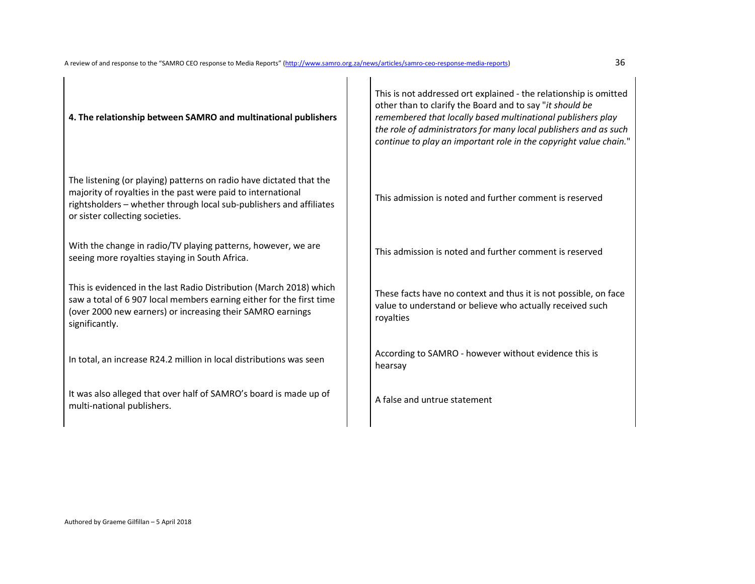| **4. The relationship between SAMRO and multinational publishers** | This is not addressed ort explained - the relationship is omitted other than to clarify the Board and to say "*it should be remembered that locally based multinational publishers play the role of administrators for many local publishers and as such continue to play an important role in the copyright value chain.*" |
|---|---|
| The listening (or playing) patterns on radio have dictated that the majority of royalties in the past were paid to international rightsholders – whether through local sub-publishers and affiliates or sister collecting societies. | This admission is noted and further comment is reserved |
| With the change in radio/TV playing patterns, however, we are seeing more royalties staying in South Africa. | This admission is noted and further comment is reserved |
| This is evidenced in the last Radio Distribution (March 2018) which saw a total of 6 907 local members earning either for the first time (over 2000 new earners) or increasing their SAMRO earnings significantly. | These facts have no context and thus it is not possible, on face value to understand or believe who actually received such royalties |
| In total, an increase R24.2 million in local distributions was seen | According to SAMRO - however without evidence this is hearsay |
| It was also alleged that over half of SAMRO's board is made up of multi-national publishers. | A false and untrue statement |

Authored by Graeme Gilfillan – 5 April 2018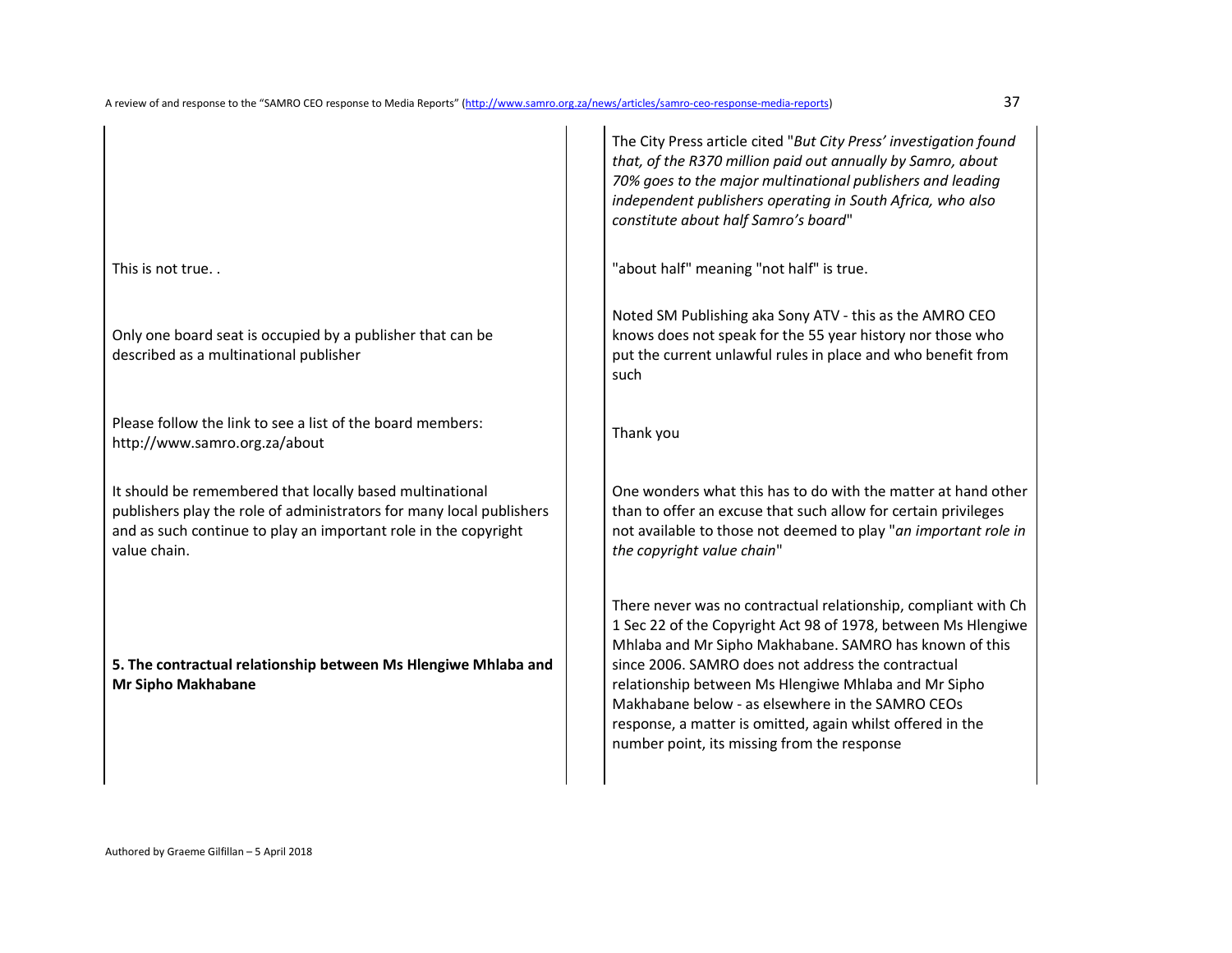| | |
|---|---|
| | The City Press article cited "*But City Press' investigation found that, of the R370 million paid out annually by Samro, about 70% goes to the major multinational publishers and leading independent publishers operating in South Africa, who also constitute about half Samro's board*" |
| This is not true. . | "about half" meaning "not half" is true. |
| Only one board seat is occupied by a publisher that can be described as a multinational publisher | Noted SM Publishing aka Sony ATV - this as the AMRO CEO knows does not speak for the 55 year history nor those who put the current unlawful rules in place and who benefit from such |
| Please follow the link to see a list of the board members: http://www.samro.org.za/about | Thank you |
| It should be remembered that locally based multinational publishers play the role of administrators for many local publishers and as such continue to play an important role in the copyright value chain. | One wonders what this has to do with the matter at hand other than to offer an excuse that such allow for certain privileges not available to those not deemed to play "*an important role in the copyright value chain*" |
| **5. The contractual relationship between Ms Hlengiwe Mhlaba and Mr Sipho Makhabane** | There never was no contractual relationship, compliant with Ch 1 Sec 22 of the Copyright Act 98 of 1978, between Ms Hlengiwe Mhlaba and Mr Sipho Makhabane. SAMRO has known of this since 2006. SAMRO does not address the contractual relationship between Ms Hlengiwe Mhlaba and Mr Sipho Makhabane below - as elsewhere in the SAMRO CEOs response, a matter is omitted, again whilst offered in the number point, its missing from the response |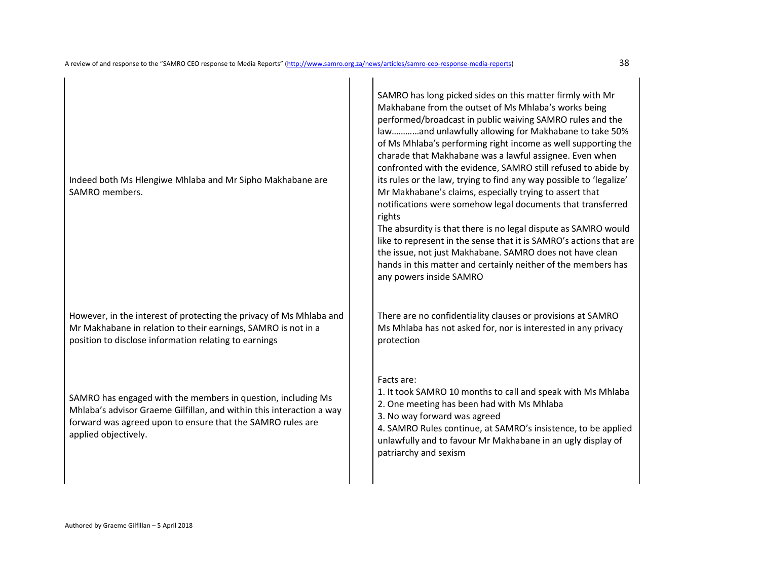| | |
|---|---|
| Indeed both Ms Hlengiwe Mhlaba and Mr Sipho Makhabane are SAMRO members. | SAMRO has long picked sides on this matter firmly with Mr Makhabane from the outset of Ms Mhlaba's works being performed/broadcast in public waiving SAMRO rules and the law…………and unlawfully allowing for Makhabane to take 50% of Ms Mhlaba's performing right income as well supporting the charade that Makhabane was a lawful assignee. Even when confronted with the evidence, SAMRO still refused to abide by its rules or the law, trying to find any way possible to 'legalize' Mr Makhabane's claims, especially trying to assert that notifications were somehow legal documents that transferred rights<br>The absurdity is that there is no legal dispute as SAMRO would like to represent in the sense that it is SAMRO's actions that are the issue, not just Makhabane. SAMRO does not have clean hands in this matter and certainly neither of the members has any powers inside SAMRO |
| However, in the interest of protecting the privacy of Ms Mhlaba and Mr Makhabane in relation to their earnings, SAMRO is not in a position to disclose information relating to earnings | There are no confidentiality clauses or provisions at SAMRO<br>Ms Mhlaba has not asked for, nor is interested in any privacy protection |
| SAMRO has engaged with the members in question, including Ms Mhlaba's advisor Graeme Gilfillan, and within this interaction a way forward was agreed upon to ensure that the SAMRO rules are applied objectively. | Facts are:<br>1. It took SAMRO 10 months to call and speak with Ms Mhlaba<br>2. One meeting has been had with Ms Mhlaba<br>3. No way forward was agreed<br>4. SAMRO Rules continue, at SAMRO's insistence, to be applied unlawfully and to favour Mr Makhabane in an ugly display of patriarchy and sexism |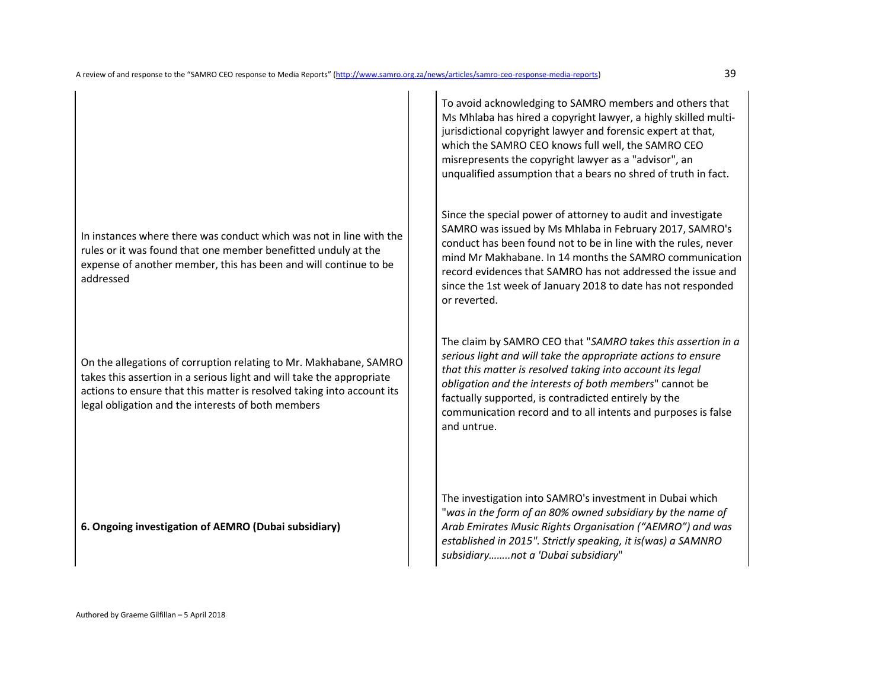| | |
|---|---|
| | To avoid acknowledging to SAMRO members and others that Ms Mhlaba has hired a copyright lawyer, a highly skilled multi-jurisdictional copyright lawyer and forensic expert at that, which the SAMRO CEO knows full well, the SAMRO CEO misrepresents the copyright lawyer as a "advisor", an unqualified assumption that a bears no shred of truth in fact. |
| In instances where there was conduct which was not in line with the rules or it was found that one member benefitted unduly at the expense of another member, this has been and will continue to be addressed | Since the special power of attorney to audit and investigate SAMRO was issued by Ms Mhlaba in February 2017, SAMRO's conduct has been found not to be in line with the rules, never mind Mr Makhabane. In 14 months the SAMRO communication record evidences that SAMRO has not addressed the issue and since the 1st week of January 2018 to date has not responded or reverted. |
| On the allegations of corruption relating to Mr. Makhabane, SAMRO takes this assertion in a serious light and will take the appropriate actions to ensure that this matter is resolved taking into account its legal obligation and the interests of both members | The claim by SAMRO CEO that "*SAMRO takes this assertion in a serious light and will take the appropriate actions to ensure that this matter is resolved taking into account its legal obligation and the interests of both members*" cannot be factually supported, is contradicted entirely by the communication record and to all intents and purposes is false and untrue. |
| **6. Ongoing investigation of AEMRO (Dubai subsidiary)** | The investigation into SAMRO's investment in Dubai which "*was in the form of an 80% owned subsidiary by the name of Arab Emirates Music Rights Organisation ("AEMRO") and was established in 2015". Strictly speaking, it is(was) a SAMNRO subsidiary……..not a 'Dubai subsidiary*" |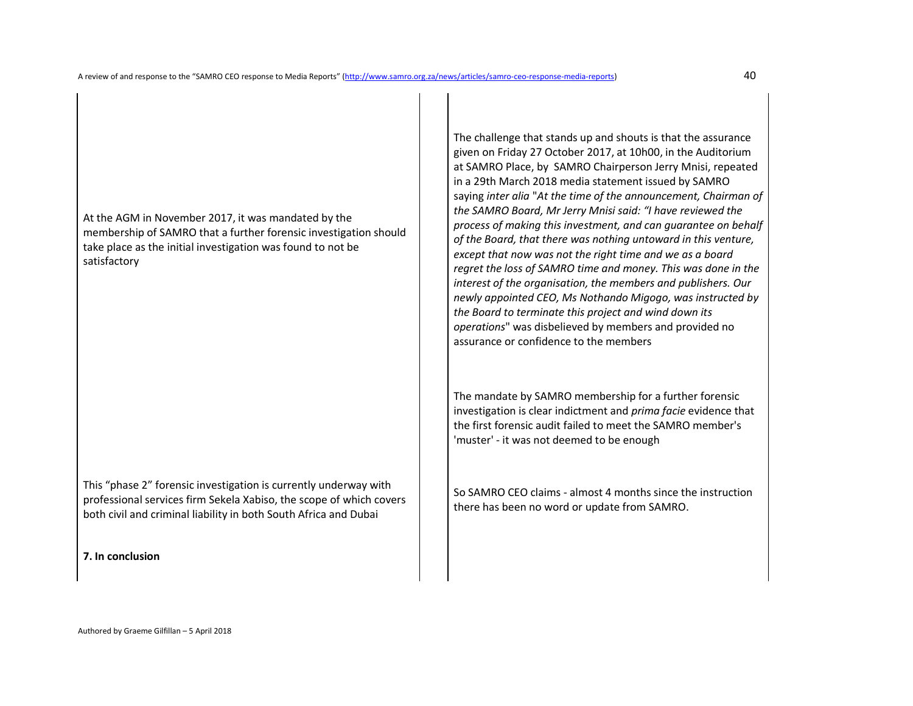| | |
|---|---|
| At the AGM in November 2017, it was mandated by the membership of SAMRO that a further forensic investigation should take place as the initial investigation was found to not be satisfactory | The challenge that stands up and shouts is that the assurance given on Friday 27 October 2017, at 10h00, in the Auditorium at SAMRO Place, by SAMRO Chairperson Jerry Mnisi, repeated in a 29th March 2018 media statement issued by SAMRO saying *inter alia* "*At the time of the announcement, Chairman of the SAMRO Board, Mr Jerry Mnisi said: "I have reviewed the process of making this investment, and can guarantee on behalf of the Board, that there was nothing untoward in this venture, except that now was not the right time and we as a board regret the loss of SAMRO time and money. This was done in the interest of the organisation, the members and publishers. Our newly appointed CEO, Ms Nothando Migogo, was instructed by the Board to terminate this project and wind down its operations*" was disbelieved by members and provided no assurance or confidence to the members<br><br>The mandate by SAMRO membership for a further forensic investigation is clear indictment and *prima facie* evidence that the first forensic audit failed to meet the SAMRO member's 'muster' - it was not deemed to be enough |
| This "phase 2" forensic investigation is currently underway with professional services firm Sekela Xabiso, the scope of which covers both civil and criminal liability in both South Africa and Dubai | So SAMRO CEO claims - almost 4 months since the instruction there has been no word or update from SAMRO. |
| **7. In conclusion** | |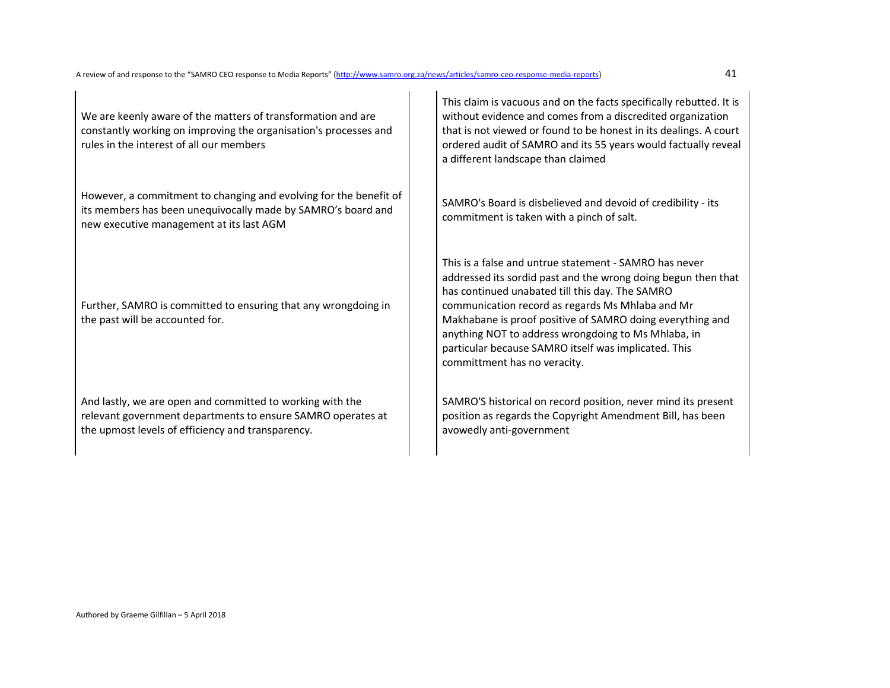| | |
|---|---|
| We are keenly aware of the matters of transformation and are constantly working on improving the organisation's processes and rules in the interest of all our members | This claim is vacuous and on the facts specifically rebutted. It is without evidence and comes from a discredited organization that is not viewed or found to be honest in its dealings. A court ordered audit of SAMRO and its 55 years would factually reveal a different landscape than claimed |
| However, a commitment to changing and evolving for the benefit of its members has been unequivocally made by SAMRO's board and new executive management at its last AGM | SAMRO's Board is disbelieved and devoid of credibility - its commitment is taken with a pinch of salt. |
| Further, SAMRO is committed to ensuring that any wrongdoing in the past will be accounted for. | This is a false and untrue statement - SAMRO has never addressed its sordid past and the wrong doing begun then that has continued unabated till this day. The SAMRO communication record as regards Ms Mhlaba and Mr Makhabane is proof positive of SAMRO doing everything and anything NOT to address wrongdoing to Ms Mhlaba, in particular because SAMRO itself was implicated. This committment has no veracity. |
| And lastly, we are open and committed to working with the relevant government departments to ensure SAMRO operates at the upmost levels of efficiency and transparency. | SAMRO'S historical on record position, never mind its present position as regards the Copyright Amendment Bill, has been avowedly anti-government |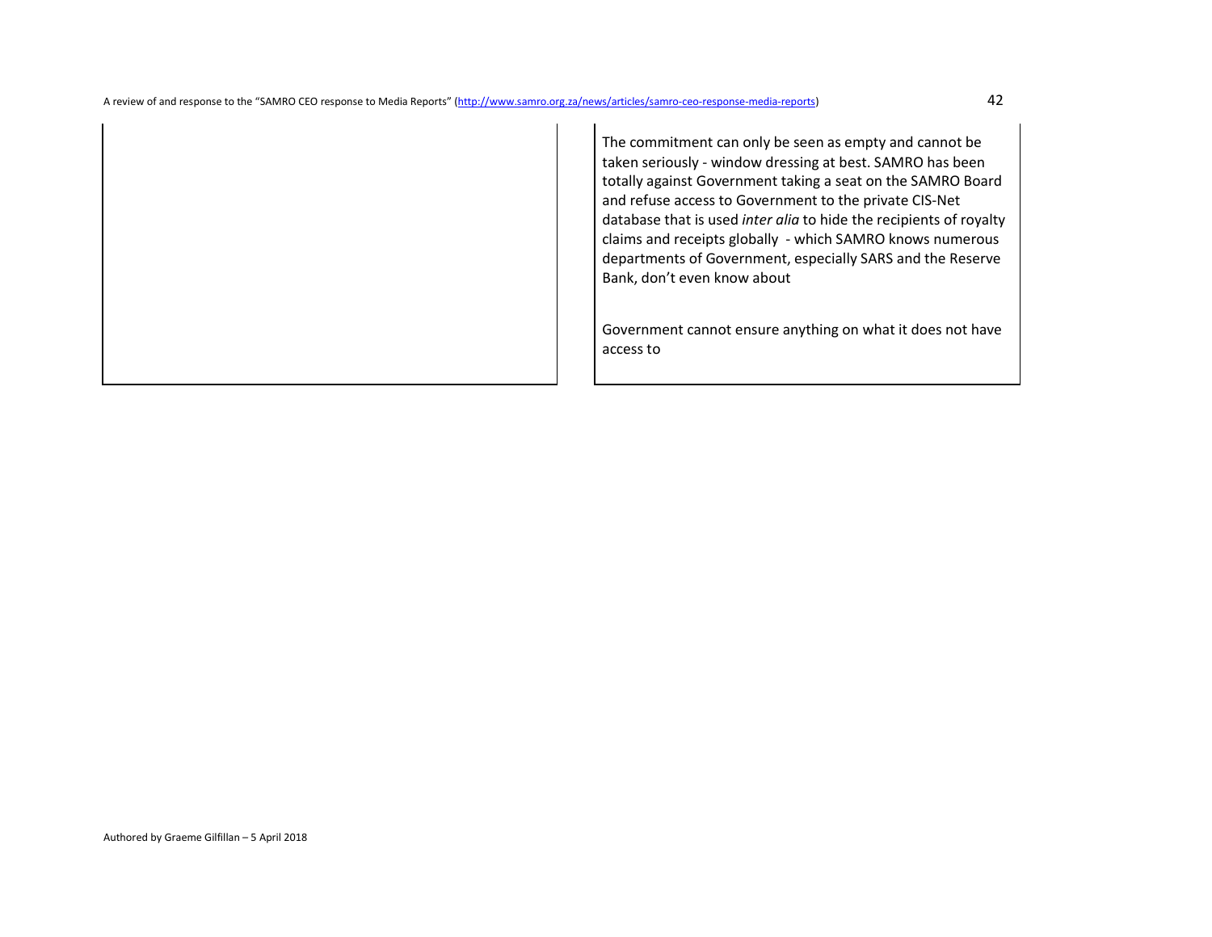| | |
|---|---|
| | The commitment can only be seen as empty and cannot be taken seriously - window dressing at best. SAMRO has been totally against Government taking a seat on the SAMRO Board and refuse access to Government to the private CIS-Net database that is used *inter alia* to hide the recipients of royalty claims and receipts globally - which SAMRO knows numerous departments of Government, especially SARS and the Reserve Bank, don't even know about<br><br>Government cannot ensure anything on what it does not have access to |